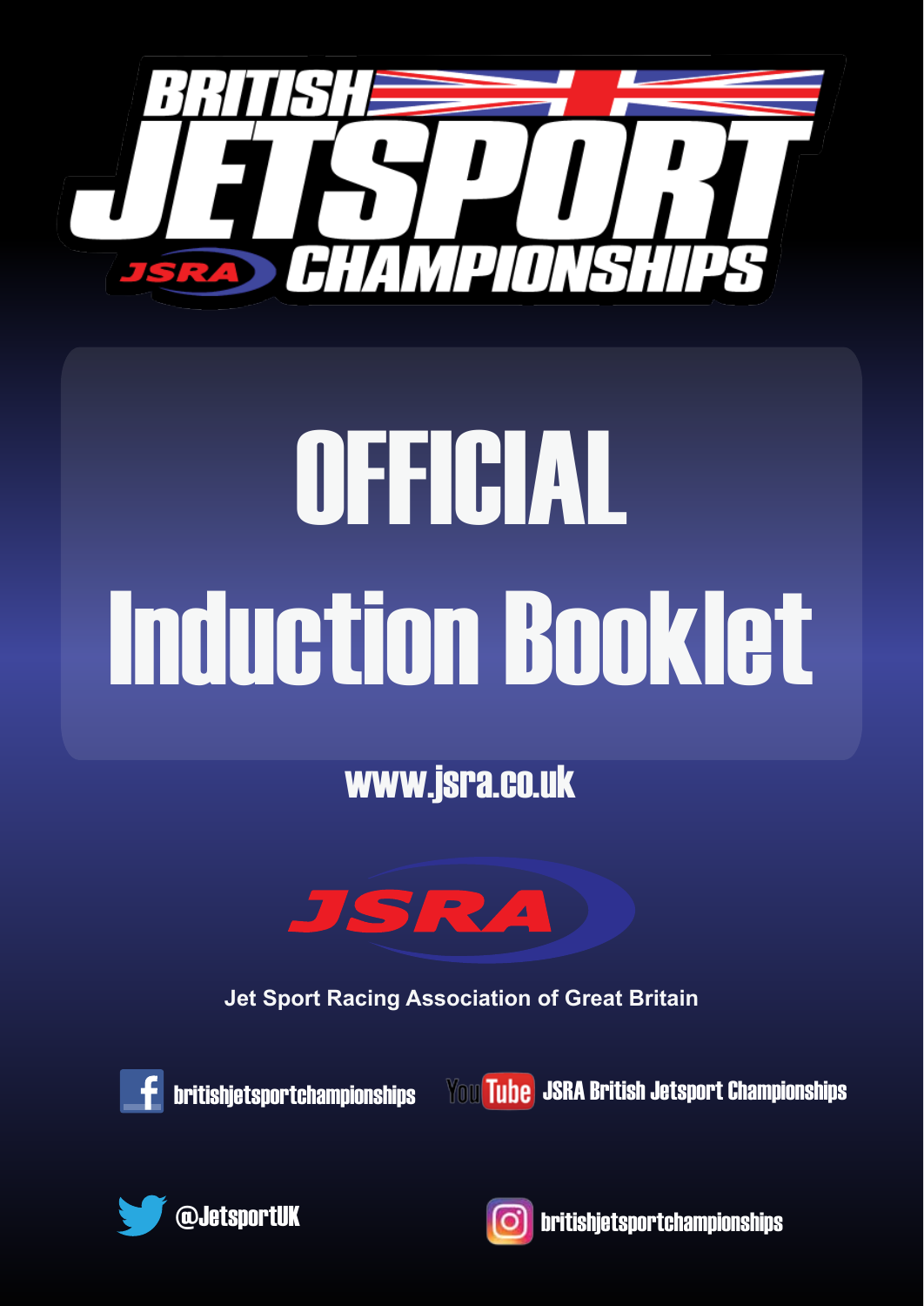# BRITISH JETSPORT CHAMPIONSHIPS

JSRA

# OFFICIAL Induction Booklet

www.jsra.co.uk

JSRA

Jet Sport Racing Association of Great Britain

britishjetsportchampionships

YouTube JSRA British Jetsport Championships

@JetsportUK

britishjetsportchampionships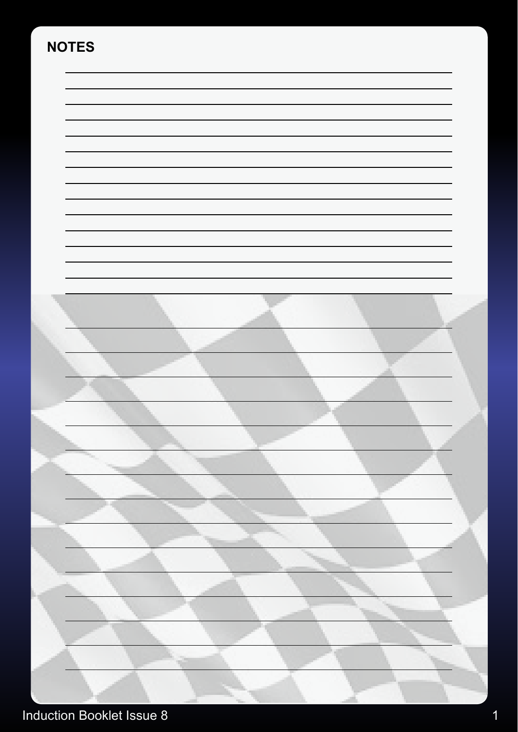## NOTES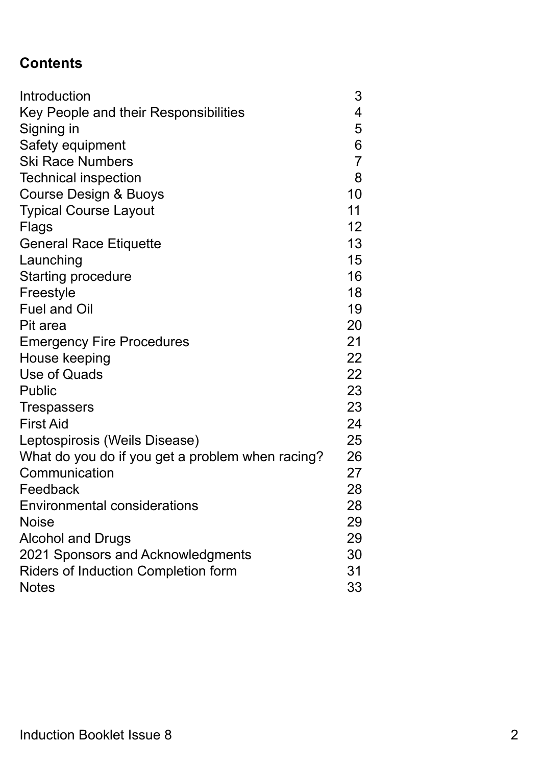## Contents

| | |
|---|---|
| Introduction | 3 |
| Key People and their Responsibilities | 4 |
| Signing in | 5 |
| Safety equipment | 6 |
| Ski Race Numbers | 7 |
| Technical inspection | 8 |
| Course Design & Buoys | 10 |
| Typical Course Layout | 11 |
| Flags | 12 |
| General Race Etiquette | 13 |
| Launching | 15 |
| Starting procedure | 16 |
| Freestyle | 18 |
| Fuel and Oil | 19 |
| Pit area | 20 |
| Emergency Fire Procedures | 21 |
| House keeping | 22 |
| Use of Quads | 22 |
| Public | 23 |
| Trespassers | 23 |
| First Aid | 24 |
| Leptospirosis (Weils Disease) | 25 |
| What do you do if you get a problem when racing? | 26 |
| Communication | 27 |
| Feedback | 28 |
| Environmental considerations | 28 |
| Noise | 29 |
| Alcohol and Drugs | 29 |
| 2021 Sponsors and Acknowledgments | 30 |
| Riders of Induction Completion form | 31 |
| Notes | 33 |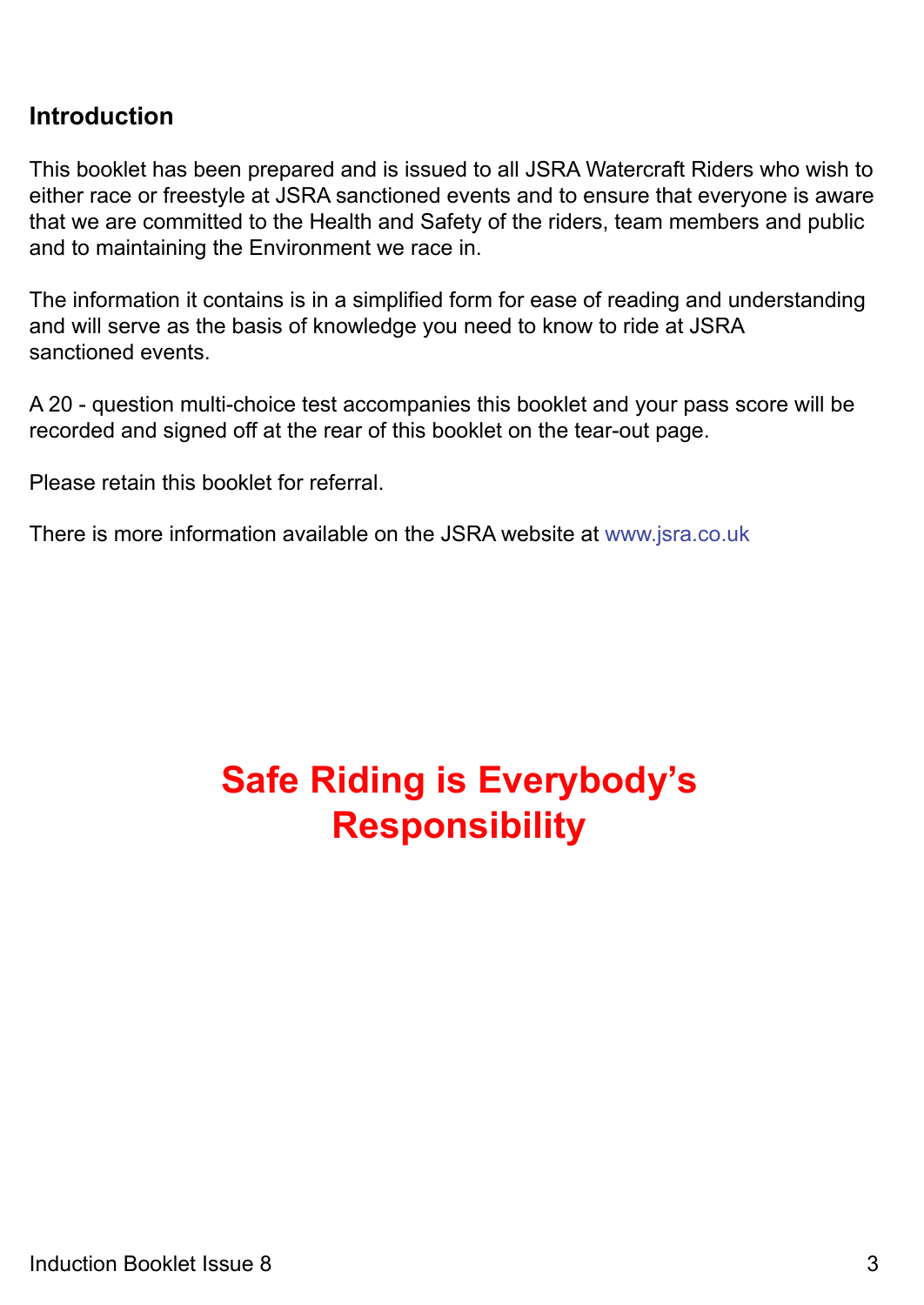## Introduction

This booklet has been prepared and is issued to all JSRA Watercraft Riders who wish to either race or freestyle at JSRA sanctioned events and to ensure that everyone is aware that we are committed to the Health and Safety of the riders, team members and public and to maintaining the Environment we race in.

The information it contains is in a simplified form for ease of reading and understanding and will serve as the basis of knowledge you need to know to ride at JSRA sanctioned events.

A 20 - question multi-choice test accompanies this booklet and your pass score will be recorded and signed off at the rear of this booklet on the tear-out page.

Please retain this booklet for referral.

There is more information available on the JSRA website at www.jsra.co.uk

**Safe Riding is Everybody's Responsibility**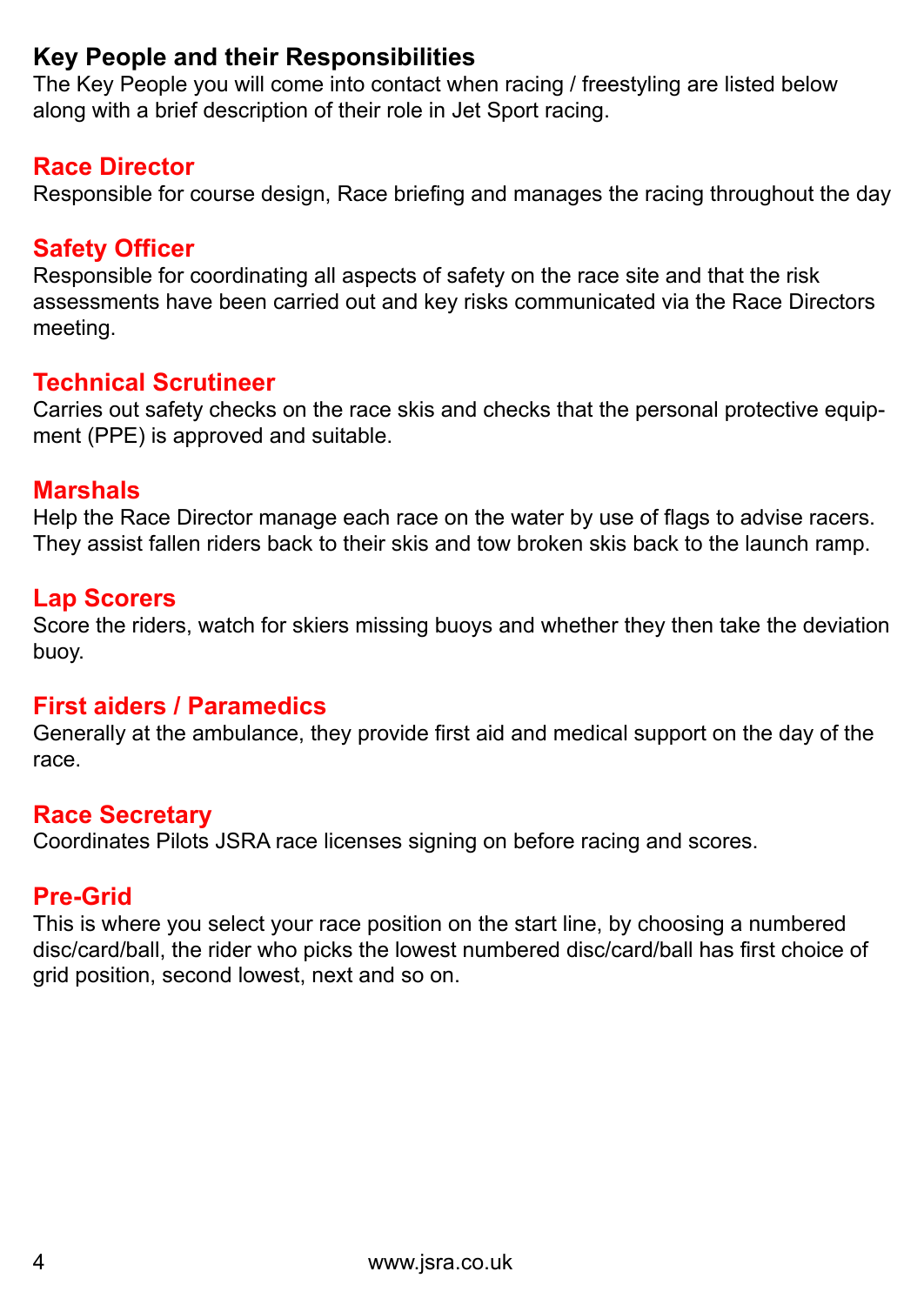## Key People and their Responsibilities

The Key People you will come into contact when racing / freestyling are listed below along with a brief description of their role in Jet Sport racing.

### Race Director

Responsible for course design, Race briefing and manages the racing throughout the day

### Safety Officer

Responsible for coordinating all aspects of safety on the race site and that the risk assessments have been carried out and key risks communicated via the Race Directors meeting.

### Technical Scrutineer

Carries out safety checks on the race skis and checks that the personal protective equipment (PPE) is approved and suitable.

### Marshals

Help the Race Director manage each race on the water by use of flags to advise racers. They assist fallen riders back to their skis and tow broken skis back to the launch ramp.

### Lap Scorers

Score the riders, watch for skiers missing buoys and whether they then take the deviation buoy.

### First aiders / Paramedics

Generally at the ambulance, they provide first aid and medical support on the day of the race.

### Race Secretary

Coordinates Pilots JSRA race licenses signing on before racing and scores.

### Pre-Grid

This is where you select your race position on the start line, by choosing a numbered disc/card/ball, the rider who picks the lowest numbered disc/card/ball has first choice of grid position, second lowest, next and so on.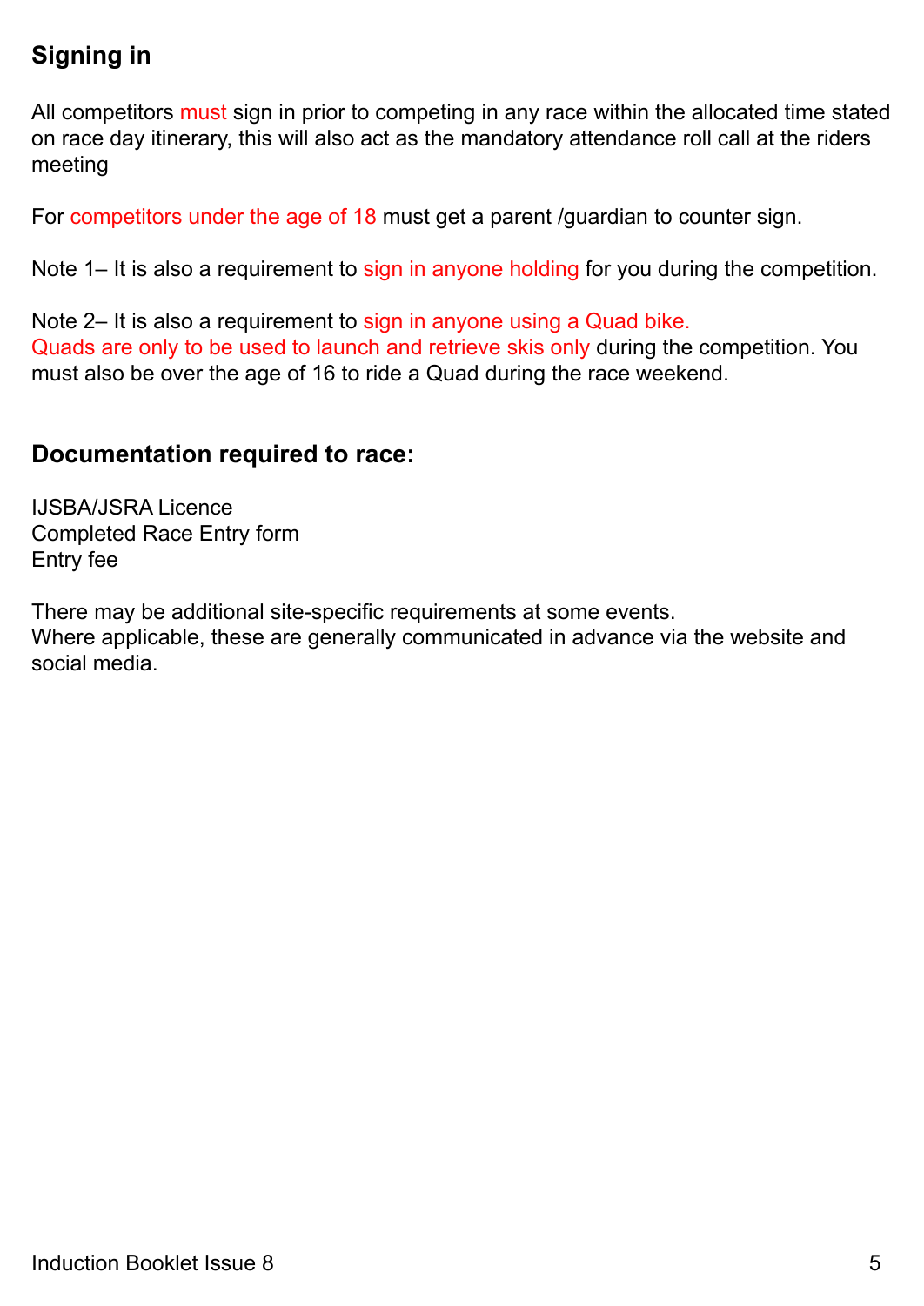## Signing in

All competitors must sign in prior to competing in any race within the allocated time stated on race day itinerary, this will also act as the mandatory attendance roll call at the riders meeting

For competitors under the age of 18 must get a parent /guardian to counter sign.

Note 1– It is also a requirement to sign in anyone holding for you during the competition.

Note 2– It is also a requirement to sign in anyone using a Quad bike.
Quads are only to be used to launch and retrieve skis only during the competition. You must also be over the age of 16 to ride a Quad during the race weekend.

## Documentation required to race:

IJSBA/JSRA Licence
Completed Race Entry form
Entry fee

There may be additional site-specific requirements at some events.
Where applicable, these are generally communicated in advance via the website and social media.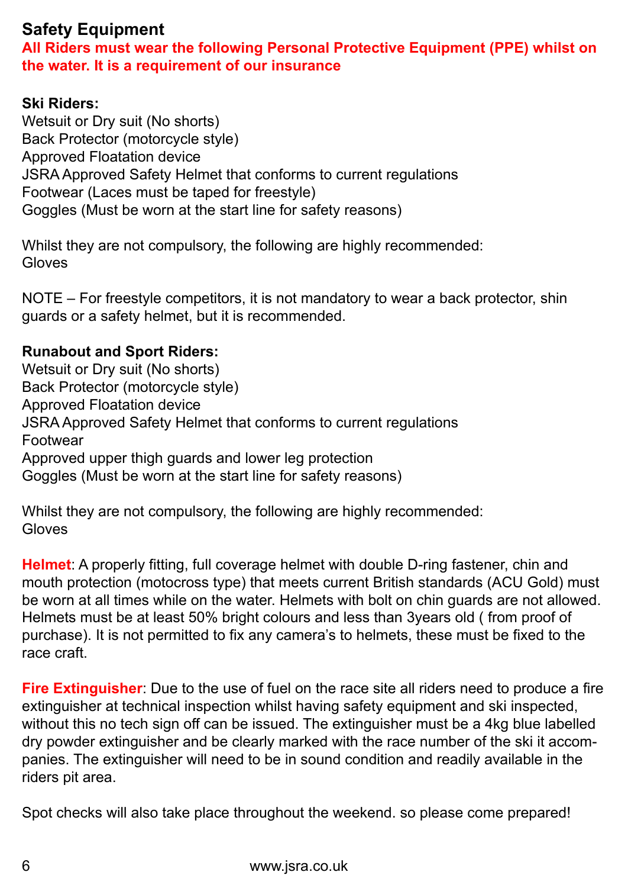## Safety Equipment

**All Riders must wear the following Personal Protective Equipment (PPE) whilst on the water. It is a requirement of our insurance**

**Ski Riders:**
Wetsuit or Dry suit (No shorts)
Back Protector (motorcycle style)
Approved Floatation device
JSRA Approved Safety Helmet that conforms to current regulations
Footwear (Laces must be taped for freestyle)
Goggles (Must be worn at the start line for safety reasons)

Whilst they are not compulsory, the following are highly recommended:
Gloves

NOTE – For freestyle competitors, it is not mandatory to wear a back protector, shin guards or a safety helmet, but it is recommended.

**Runabout and Sport Riders:**
Wetsuit or Dry suit (No shorts)
Back Protector (motorcycle style)
Approved Floatation device
JSRA Approved Safety Helmet that conforms to current regulations
Footwear
Approved upper thigh guards and lower leg protection
Goggles (Must be worn at the start line for safety reasons)

Whilst they are not compulsory, the following are highly recommended:
Gloves

**Helmet**: A properly fitting, full coverage helmet with double D-ring fastener, chin and mouth protection (motocross type) that meets current British standards (ACU Gold) must be worn at all times while on the water. Helmets with bolt on chin guards are not allowed. Helmets must be at least 50% bright colours and less than 3years old ( from proof of purchase). It is not permitted to fix any camera's to helmets, these must be fixed to the race craft.

**Fire Extinguisher**: Due to the use of fuel on the race site all riders need to produce a fire extinguisher at technical inspection whilst having safety equipment and ski inspected, without this no tech sign off can be issued. The extinguisher must be a 4kg blue labelled dry powder extinguisher and be clearly marked with the race number of the ski it accompanies. The extinguisher will need to be in sound condition and readily available in the riders pit area.

Spot checks will also take place throughout the weekend. so please come prepared!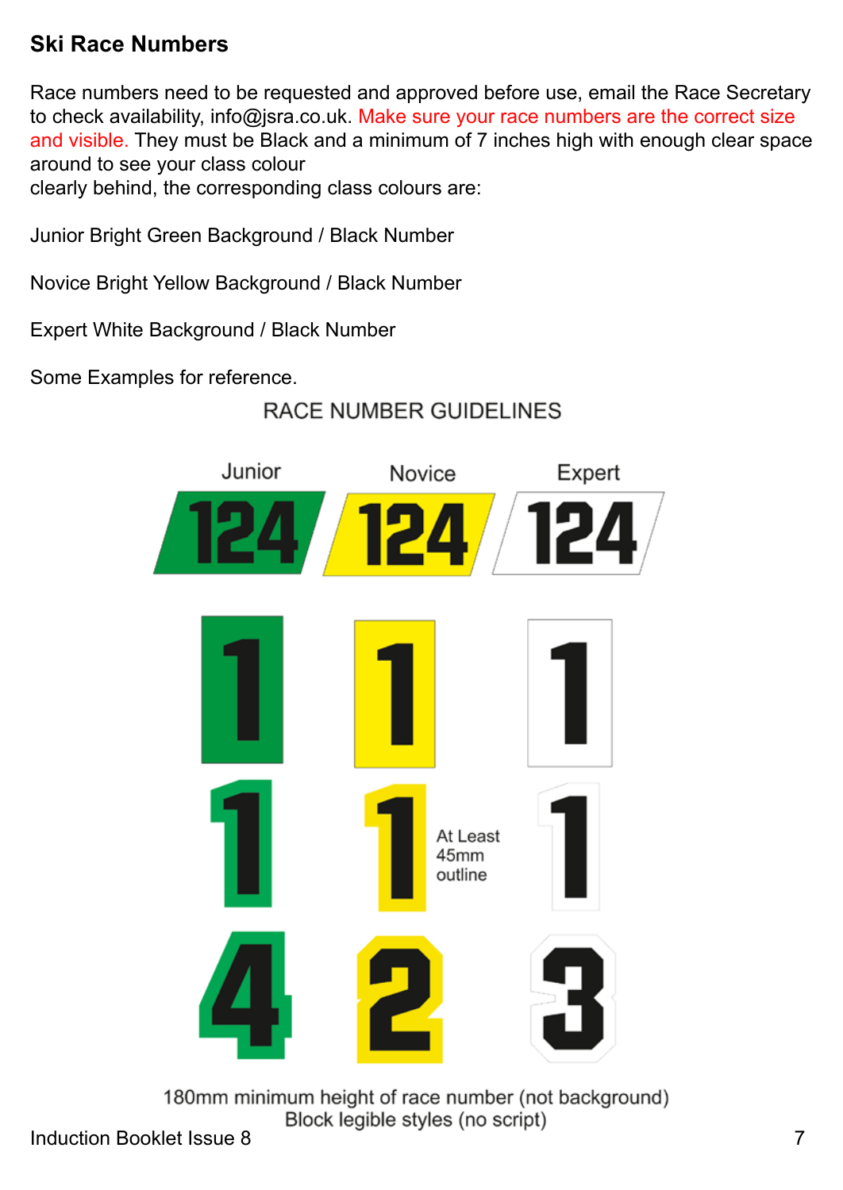## Ski Race Numbers

Race numbers need to be requested and approved before use, email the Race Secretary to check availability, info@jsra.co.uk. Make sure your race numbers are the correct size and visible. They must be Black and a minimum of 7 inches high with enough clear space around to see your class colour
clearly behind, the corresponding class colours are:

Junior Bright Green Background / Black Number

Novice Bright Yellow Background / Black Number

Expert White Background / Black Number

Some Examples for reference.

RACE NUMBER GUIDELINES

Junior Novice Expert

At Least 45mm outline

180mm minimum height of race number (not background)
Block legible styles (no script)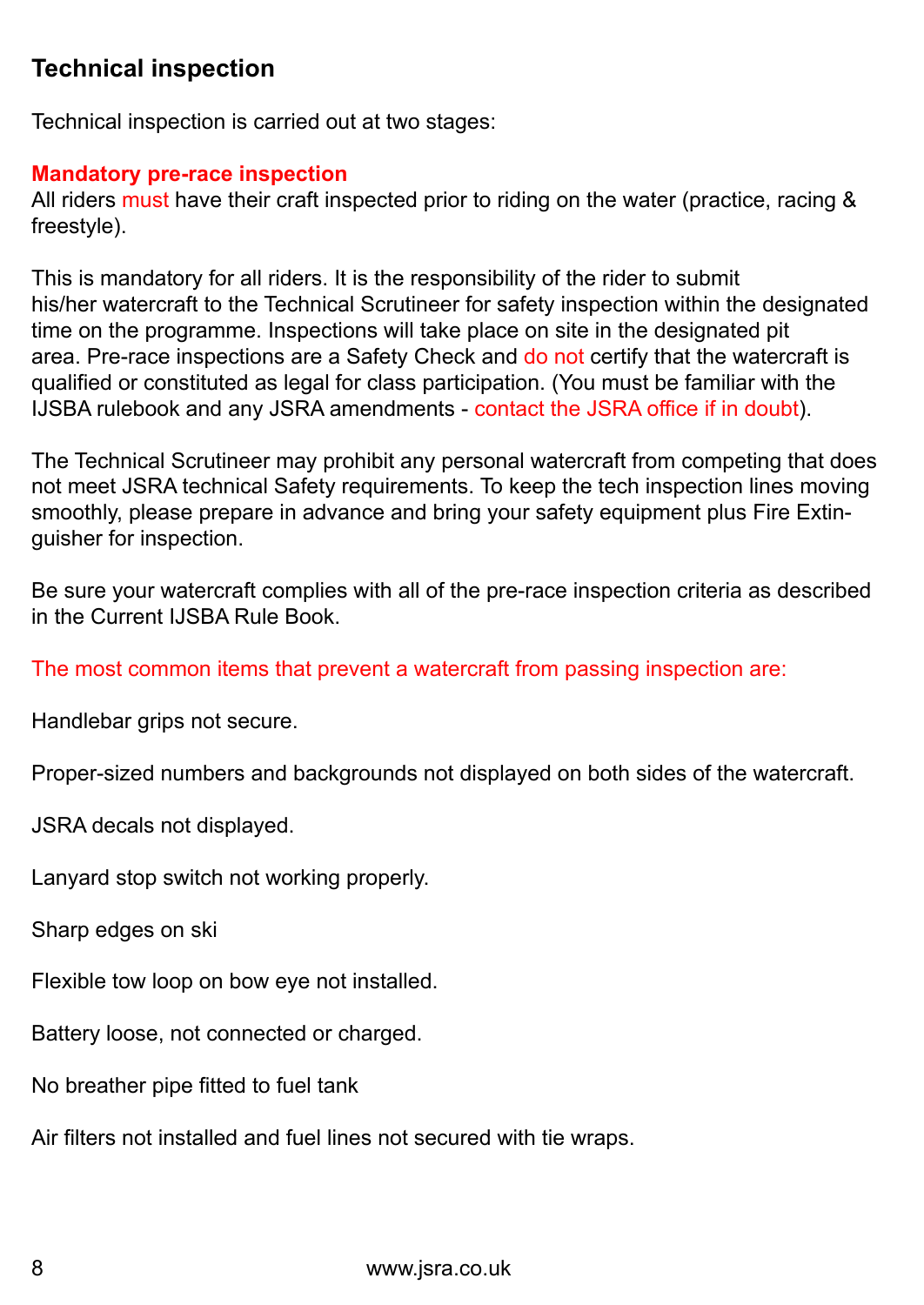## Technical inspection

Technical inspection is carried out at two stages:

**Mandatory pre-race inspection**

All riders must have their craft inspected prior to riding on the water (practice, racing & freestyle).

This is mandatory for all riders. It is the responsibility of the rider to submit his/her watercraft to the Technical Scrutineer for safety inspection within the designated time on the programme. Inspections will take place on site in the designated pit area. Pre-race inspections are a Safety Check and do not certify that the watercraft is qualified or constituted as legal for class participation. (You must be familiar with the IJSBA rulebook and any JSRA amendments - contact the JSRA office if in doubt).

The Technical Scrutineer may prohibit any personal watercraft from competing that does not meet JSRA technical Safety requirements. To keep the tech inspection lines moving smoothly, please prepare in advance and bring your safety equipment plus Fire Extinguisher for inspection.

Be sure your watercraft complies with all of the pre-race inspection criteria as described in the Current IJSBA Rule Book.

The most common items that prevent a watercraft from passing inspection are:

Handlebar grips not secure.

Proper-sized numbers and backgrounds not displayed on both sides of the watercraft.

JSRA decals not displayed.

Lanyard stop switch not working properly.

Sharp edges on ski

Flexible tow loop on bow eye not installed.

Battery loose, not connected or charged.

No breather pipe fitted to fuel tank

Air filters not installed and fuel lines not secured with tie wraps.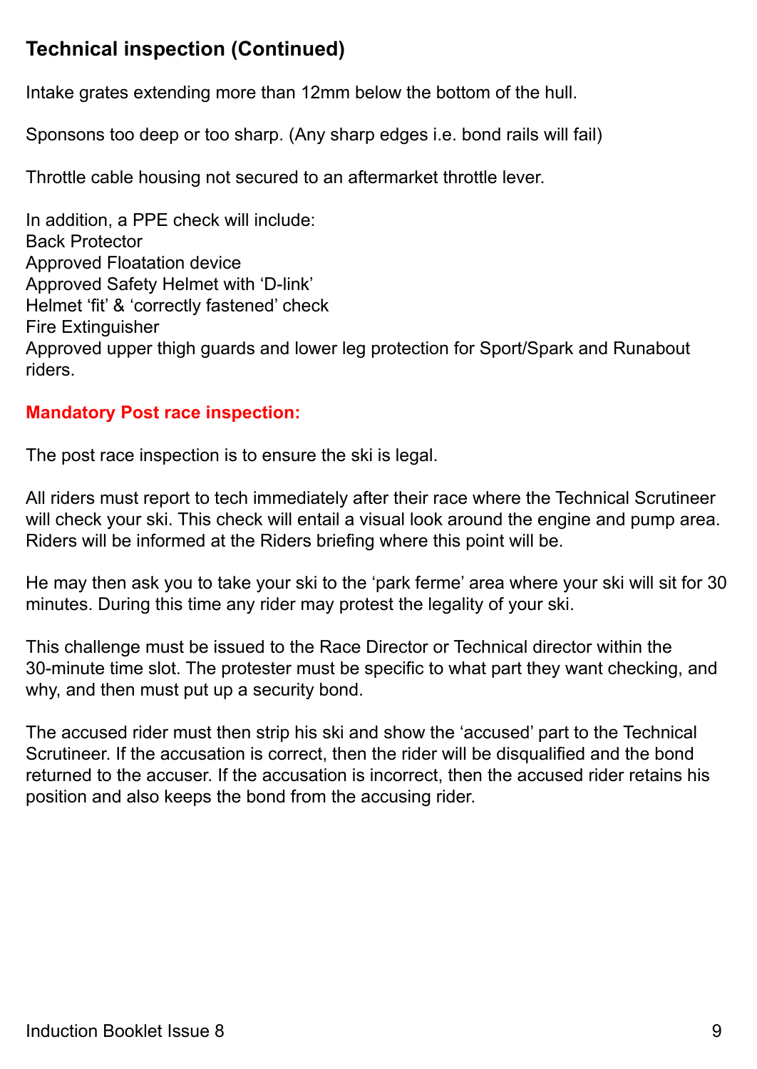## Technical inspection (Continued)

Intake grates extending more than 12mm below the bottom of the hull.

Sponsons too deep or too sharp. (Any sharp edges i.e. bond rails will fail)

Throttle cable housing not secured to an aftermarket throttle lever.

In addition, a PPE check will include:
Back Protector
Approved Floatation device
Approved Safety Helmet with 'D-link'
Helmet 'fit' & 'correctly fastened' check
Fire Extinguisher
Approved upper thigh guards and lower leg protection for Sport/Spark and Runabout riders.

**Mandatory Post race inspection:**

The post race inspection is to ensure the ski is legal.

All riders must report to tech immediately after their race where the Technical Scrutineer will check your ski. This check will entail a visual look around the engine and pump area. Riders will be informed at the Riders briefing where this point will be.

He may then ask you to take your ski to the 'park ferme' area where your ski will sit for 30 minutes. During this time any rider may protest the legality of your ski.

This challenge must be issued to the Race Director or Technical director within the 30-minute time slot. The protester must be specific to what part they want checking, and why, and then must put up a security bond.

The accused rider must then strip his ski and show the 'accused' part to the Technical Scrutineer. If the accusation is correct, then the rider will be disqualified and the bond returned to the accuser. If the accusation is incorrect, then the accused rider retains his position and also keeps the bond from the accusing rider.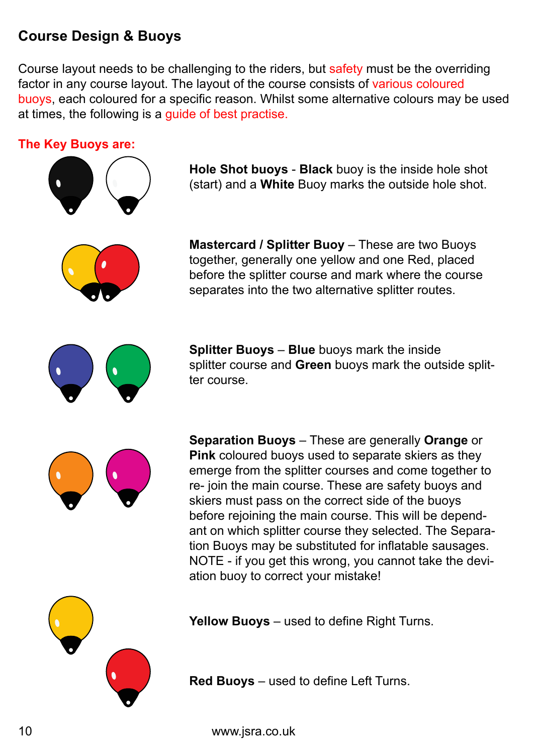## Course Design & Buoys

Course layout needs to be challenging to the riders, but safety must be the overriding factor in any course layout. The layout of the course consists of various coloured buoys, each coloured for a specific reason. Whilst some alternative colours may be used at times, the following is a guide of best practise.

**The Key Buoys are:**

**Hole Shot buoys** - **Black** buoy is the inside hole shot (start) and a **White** Buoy marks the outside hole shot.

**Mastercard / Splitter Buoy** – These are two Buoys together, generally one yellow and one Red, placed before the splitter course and mark where the course separates into the two alternative splitter routes.

**Splitter Buoys** – **Blue** buoys mark the inside splitter course and **Green** buoys mark the outside splitter course.

**Separation Buoys** – These are generally **Orange** or **Pink** coloured buoys used to separate skiers as they emerge from the splitter courses and come together to re- join the main course. These are safety buoys and skiers must pass on the correct side of the buoys before rejoining the main course. This will be dependant on which splitter course they selected. The Separation Buoys may be substituted for inflatable sausages. NOTE - if you get this wrong, you cannot take the deviation buoy to correct your mistake!

**Yellow Buoys** – used to define Right Turns.

**Red Buoys** – used to define Left Turns.

www.jsra.co.uk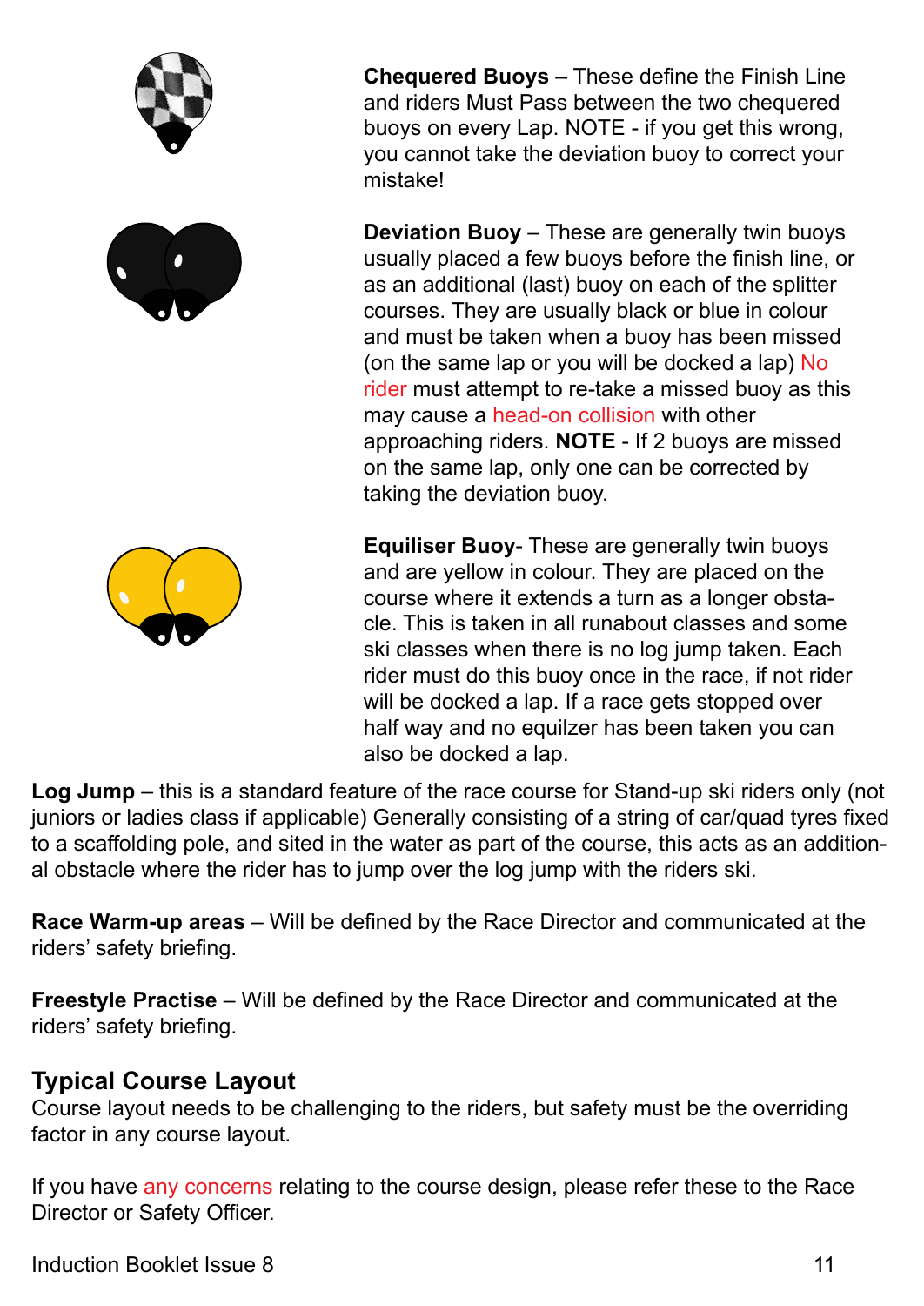**Chequered Buoys** – These define the Finish Line and riders Must Pass between the two chequered buoys on every Lap. NOTE - if you get this wrong, you cannot take the deviation buoy to correct your mistake!

**Deviation Buoy** – These are generally twin buoys usually placed a few buoys before the finish line, or as an additional (last) buoy on each of the splitter courses. They are usually black or blue in colour and must be taken when a buoy has been missed (on the same lap or you will be docked a lap) No rider must attempt to re-take a missed buoy as this may cause a head-on collision with other approaching riders. **NOTE** - If 2 buoys are missed on the same lap, only one can be corrected by taking the deviation buoy.

**Equiliser Buoy**- These are generally twin buoys and are yellow in colour. They are placed on the course where it extends a turn as a longer obstacle. This is taken in all runabout classes and some ski classes when there is no log jump taken. Each rider must do this buoy once in the race, if not rider will be docked a lap. If a race gets stopped over half way and no equilzer has been taken you can also be docked a lap.

**Log Jump** – this is a standard feature of the race course for Stand-up ski riders only (not juniors or ladies class if applicable) Generally consisting of a string of car/quad tyres fixed to a scaffolding pole, and sited in the water as part of the course, this acts as an additional obstacle where the rider has to jump over the log jump with the riders ski.

**Race Warm-up areas** – Will be defined by the Race Director and communicated at the riders' safety briefing.

**Freestyle Practise** – Will be defined by the Race Director and communicated at the riders' safety briefing.

## Typical Course Layout

Course layout needs to be challenging to the riders, but safety must be the overriding factor in any course layout.

If you have any concerns relating to the course design, please refer these to the Race Director or Safety Officer.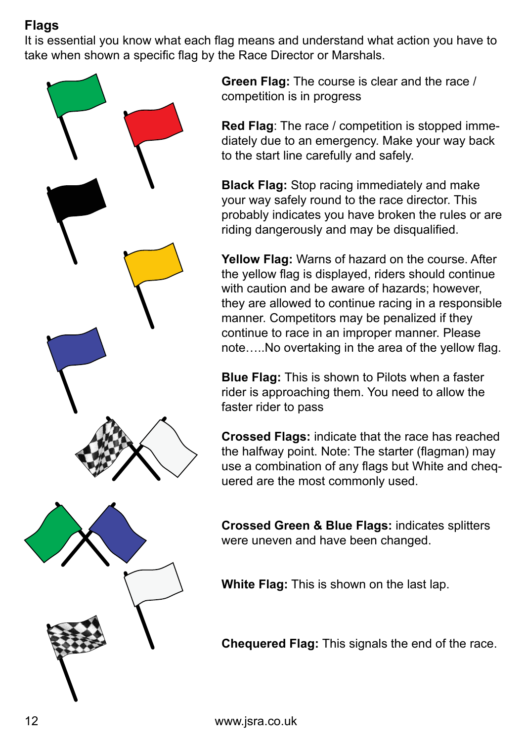## Flags

It is essential you know what each flag means and understand what action you have to take when shown a specific flag by the Race Director or Marshals.

**Green Flag:** The course is clear and the race / competition is in progress

**Red Flag**: The race / competition is stopped immediately due to an emergency. Make your way back to the start line carefully and safely.

**Black Flag:** Stop racing immediately and make your way safely round to the race director. This probably indicates you have broken the rules or are riding dangerously and may be disqualified.

**Yellow Flag:** Warns of hazard on the course. After the yellow flag is displayed, riders should continue with caution and be aware of hazards; however, they are allowed to continue racing in a responsible manner. Competitors may be penalized if they continue to race in an improper manner. Please note…..No overtaking in the area of the yellow flag.

**Blue Flag:** This is shown to Pilots when a faster rider is approaching them. You need to allow the faster rider to pass

**Crossed Flags:** indicate that the race has reached the halfway point. Note: The starter (flagman) may use a combination of any flags but White and chequered are the most commonly used.

**Crossed Green & Blue Flags:** indicates splitters were uneven and have been changed.

**White Flag:** This is shown on the last lap.

**Chequered Flag:** This signals the end of the race.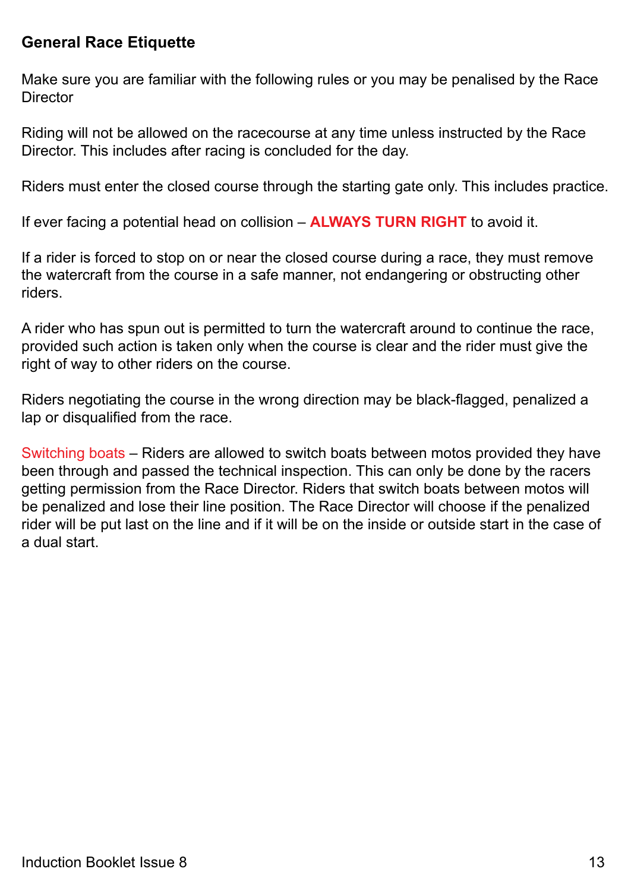## General Race Etiquette

Make sure you are familiar with the following rules or you may be penalised by the Race Director

Riding will not be allowed on the racecourse at any time unless instructed by the Race Director. This includes after racing is concluded for the day.

Riders must enter the closed course through the starting gate only. This includes practice.

If ever facing a potential head on collision – **ALWAYS TURN RIGHT** to avoid it.

If a rider is forced to stop on or near the closed course during a race, they must remove the watercraft from the course in a safe manner, not endangering or obstructing other riders.

A rider who has spun out is permitted to turn the watercraft around to continue the race, provided such action is taken only when the course is clear and the rider must give the right of way to other riders on the course.

Riders negotiating the course in the wrong direction may be black-flagged, penalized a lap or disqualified from the race.

Switching boats – Riders are allowed to switch boats between motos provided they have been through and passed the technical inspection. This can only be done by the racers getting permission from the Race Director. Riders that switch boats between motos will be penalized and lose their line position. The Race Director will choose if the penalized rider will be put last on the line and if it will be on the inside or outside start in the case of a dual start.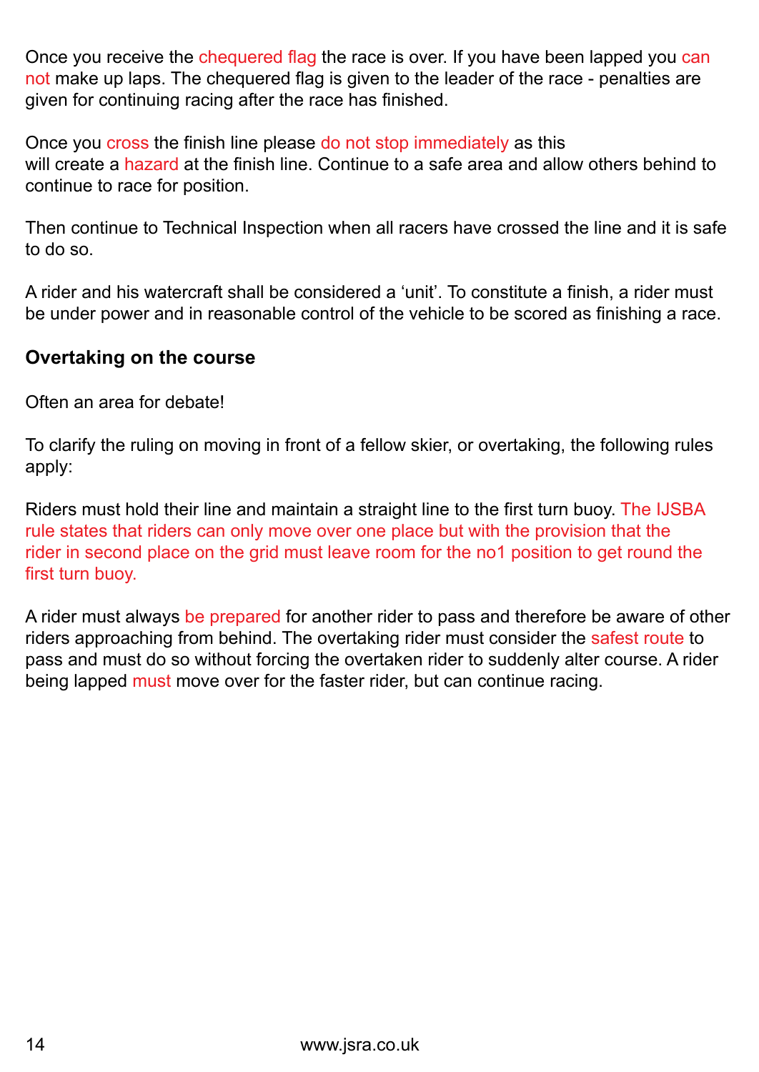Once you receive the chequered flag the race is over. If you have been lapped you can not make up laps. The chequered flag is given to the leader of the race - penalties are given for continuing racing after the race has finished.

Once you cross the finish line please do not stop immediately as this will create a hazard at the finish line. Continue to a safe area and allow others behind to continue to race for position.

Then continue to Technical Inspection when all racers have crossed the line and it is safe to do so.

A rider and his watercraft shall be considered a 'unit'. To constitute a finish, a rider must be under power and in reasonable control of the vehicle to be scored as finishing a race.

**Overtaking on the course**

Often an area for debate!

To clarify the ruling on moving in front of a fellow skier, or overtaking, the following rules apply:

Riders must hold their line and maintain a straight line to the first turn buoy. The IJSBA rule states that riders can only move over one place but with the provision that the rider in second place on the grid must leave room for the no1 position to get round the first turn buoy.

A rider must always be prepared for another rider to pass and therefore be aware of other riders approaching from behind. The overtaking rider must consider the safest route to pass and must do so without forcing the overtaken rider to suddenly alter course. A rider being lapped must move over for the faster rider, but can continue racing.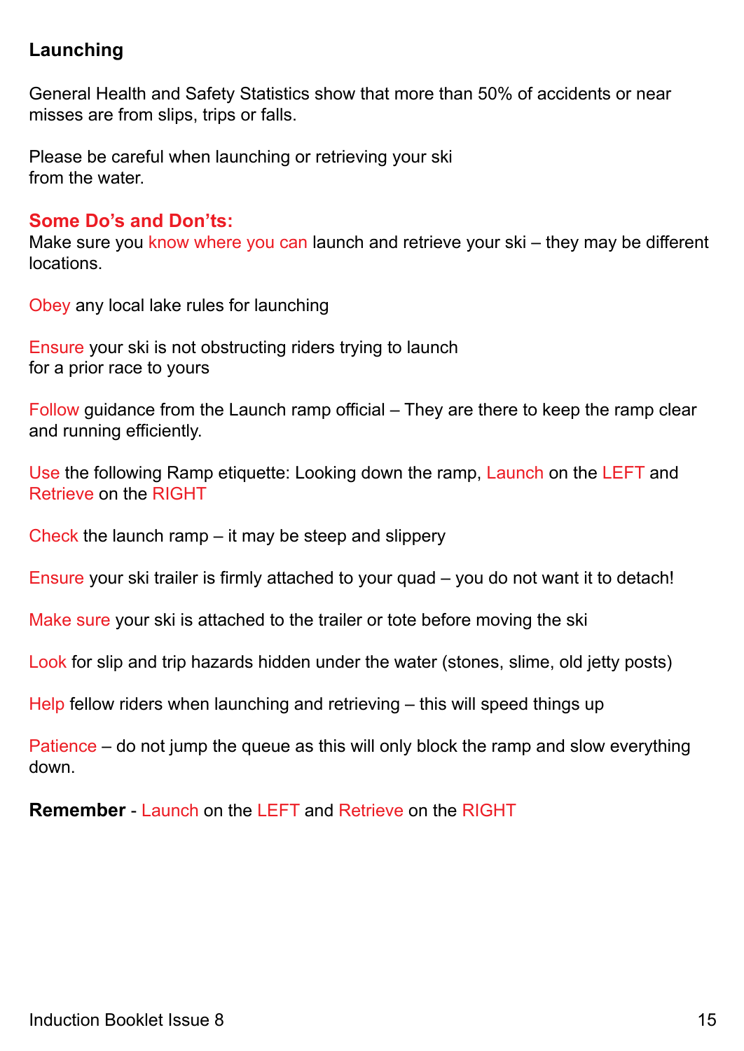## Launching

General Health and Safety Statistics show that more than 50% of accidents or near misses are from slips, trips or falls.

Please be careful when launching or retrieving your ski from the water.

### Some Do's and Don'ts:

Make sure you know where you can launch and retrieve your ski – they may be different locations.

Obey any local lake rules for launching

Ensure your ski is not obstructing riders trying to launch for a prior race to yours

Follow guidance from the Launch ramp official – They are there to keep the ramp clear and running efficiently.

Use the following Ramp etiquette: Looking down the ramp, Launch on the LEFT and Retrieve on the RIGHT

Check the launch ramp – it may be steep and slippery

Ensure your ski trailer is firmly attached to your quad – you do not want it to detach!

Make sure your ski is attached to the trailer or tote before moving the ski

Look for slip and trip hazards hidden under the water (stones, slime, old jetty posts)

Help fellow riders when launching and retrieving – this will speed things up

Patience – do not jump the queue as this will only block the ramp and slow everything down.

**Remember** - Launch on the LEFT and Retrieve on the RIGHT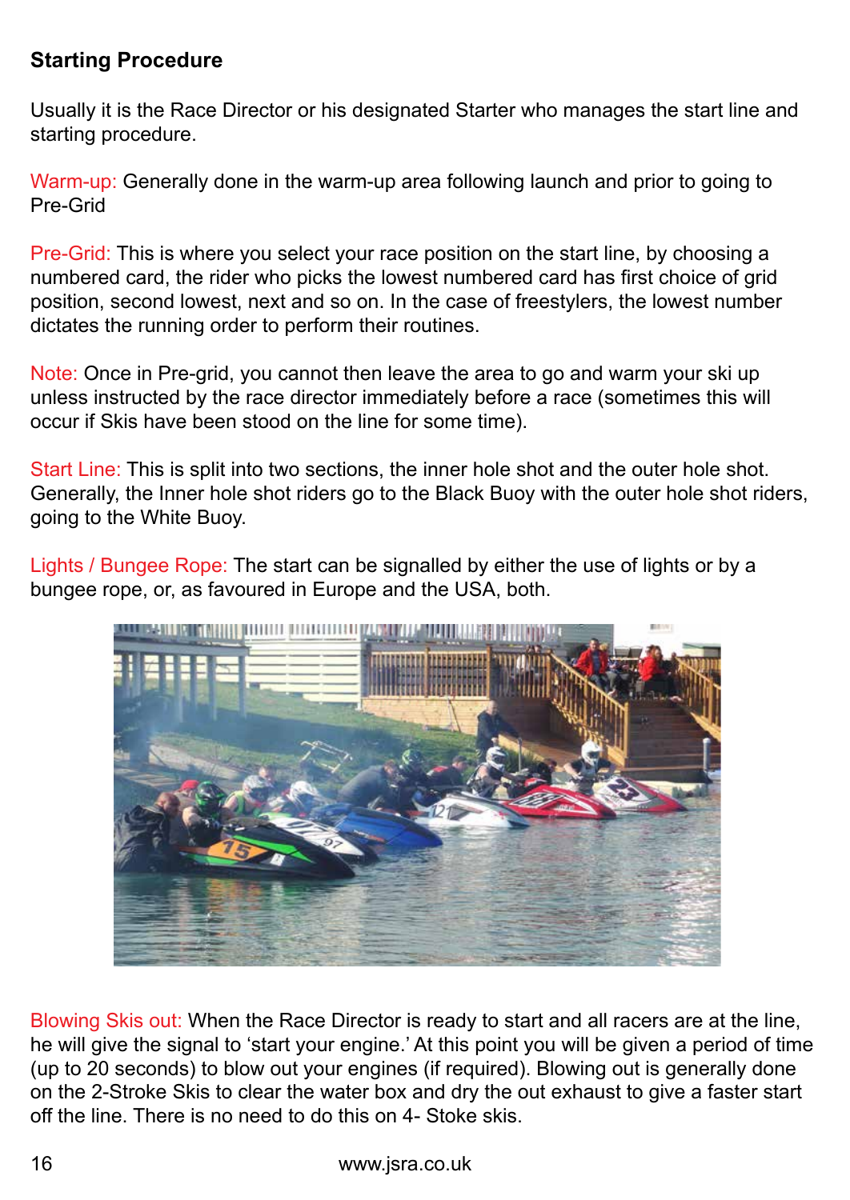## Starting Procedure

Usually it is the Race Director or his designated Starter who manages the start line and starting procedure.

Warm-up: Generally done in the warm-up area following launch and prior to going to Pre-Grid

Pre-Grid: This is where you select your race position on the start line, by choosing a numbered card, the rider who picks the lowest numbered card has first choice of grid position, second lowest, next and so on. In the case of freestylers, the lowest number dictates the running order to perform their routines.

Note: Once in Pre-grid, you cannot then leave the area to go and warm your ski up unless instructed by the race director immediately before a race (sometimes this will occur if Skis have been stood on the line for some time).

Start Line: This is split into two sections, the inner hole shot and the outer hole shot. Generally, the Inner hole shot riders go to the Black Buoy with the outer hole shot riders, going to the White Buoy.

Lights / Bungee Rope: The start can be signalled by either the use of lights or by a bungee rope, or, as favoured in Europe and the USA, both.

Blowing Skis out: When the Race Director is ready to start and all racers are at the line, he will give the signal to 'start your engine.' At this point you will be given a period of time (up to 20 seconds) to blow out your engines (if required). Blowing out is generally done on the 2-Stroke Skis to clear the water box and dry the out exhaust to give a faster start off the line. There is no need to do this on 4- Stoke skis.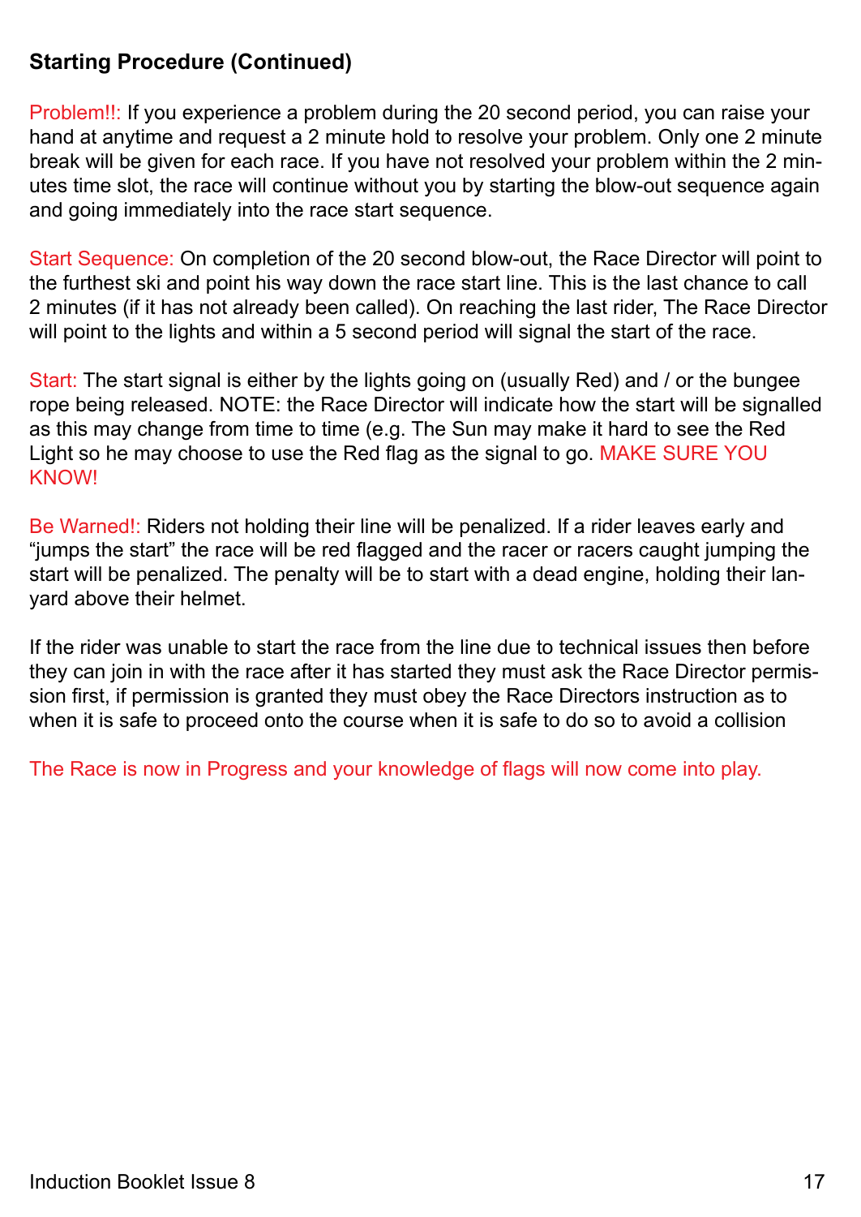### Starting Procedure (Continued)

Problem!!: If you experience a problem during the 20 second period, you can raise your hand at anytime and request a 2 minute hold to resolve your problem. Only one 2 minute break will be given for each race. If you have not resolved your problem within the 2 minutes time slot, the race will continue without you by starting the blow-out sequence again and going immediately into the race start sequence.

Start Sequence: On completion of the 20 second blow-out, the Race Director will point to the furthest ski and point his way down the race start line. This is the last chance to call 2 minutes (if it has not already been called). On reaching the last rider, The Race Director will point to the lights and within a 5 second period will signal the start of the race.

Start: The start signal is either by the lights going on (usually Red) and / or the bungee rope being released. NOTE: the Race Director will indicate how the start will be signalled as this may change from time to time (e.g. The Sun may make it hard to see the Red Light so he may choose to use the Red flag as the signal to go. MAKE SURE YOU KNOW!

Be Warned!: Riders not holding their line will be penalized. If a rider leaves early and "jumps the start" the race will be red flagged and the racer or racers caught jumping the start will be penalized. The penalty will be to start with a dead engine, holding their lanyard above their helmet.

If the rider was unable to start the race from the line due to technical issues then before they can join in with the race after it has started they must ask the Race Director permission first, if permission is granted they must obey the Race Directors instruction as to when it is safe to proceed onto the course when it is safe to do so to avoid a collision

The Race is now in Progress and your knowledge of flags will now come into play.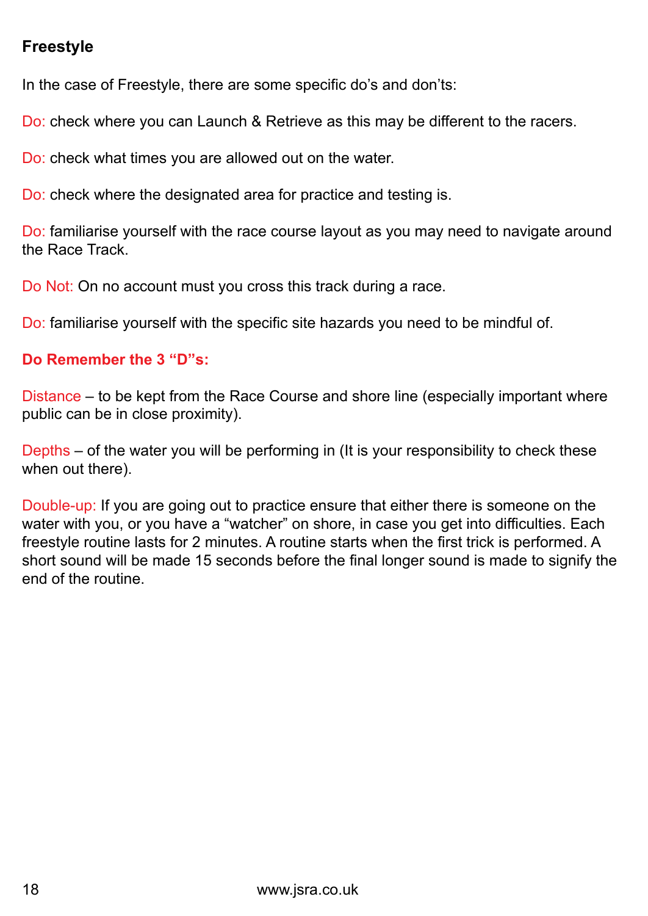## Freestyle

In the case of Freestyle, there are some specific do's and don'ts:

Do: check where you can Launch & Retrieve as this may be different to the racers.

Do: check what times you are allowed out on the water.

Do: check where the designated area for practice and testing is.

Do: familiarise yourself with the race course layout as you may need to navigate around the Race Track.

Do Not: On no account must you cross this track during a race.

Do: familiarise yourself with the specific site hazards you need to be mindful of.

**Do Remember the 3 "D"s:**

Distance – to be kept from the Race Course and shore line (especially important where public can be in close proximity).

Depths – of the water you will be performing in (It is your responsibility to check these when out there).

Double-up: If you are going out to practice ensure that either there is someone on the water with you, or you have a "watcher" on shore, in case you get into difficulties. Each freestyle routine lasts for 2 minutes. A routine starts when the first trick is performed. A short sound will be made 15 seconds before the final longer sound is made to signify the end of the routine.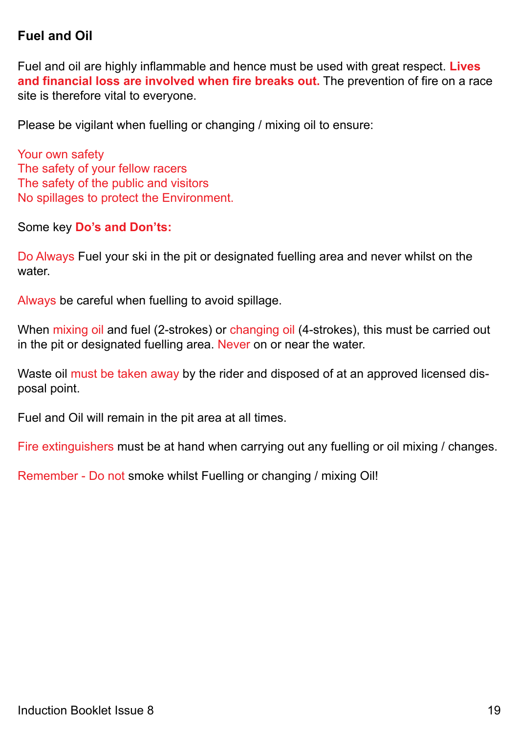## Fuel and Oil

Fuel and oil are highly inflammable and hence must be used with great respect. **Lives and financial loss are involved when fire breaks out.** The prevention of fire on a race site is therefore vital to everyone.

Please be vigilant when fuelling or changing / mixing oil to ensure:

Your own safety
The safety of your fellow racers
The safety of the public and visitors
No spillages to protect the Environment.

Some key **Do's and Don'ts:**

Do Always Fuel your ski in the pit or designated fuelling area and never whilst on the water.

Always be careful when fuelling to avoid spillage.

When mixing oil and fuel (2-strokes) or changing oil (4-strokes), this must be carried out in the pit or designated fuelling area. Never on or near the water.

Waste oil must be taken away by the rider and disposed of at an approved licensed disposal point.

Fuel and Oil will remain in the pit area at all times.

Fire extinguishers must be at hand when carrying out any fuelling or oil mixing / changes.

Remember - Do not smoke whilst Fuelling or changing / mixing Oil!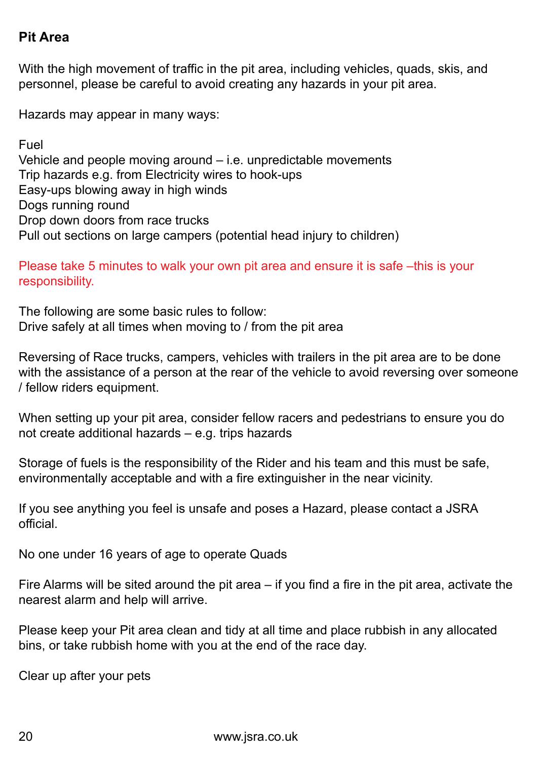## Pit Area

With the high movement of traffic in the pit area, including vehicles, quads, skis, and personnel, please be careful to avoid creating any hazards in your pit area.

Hazards may appear in many ways:

Fuel
Vehicle and people moving around – i.e. unpredictable movements
Trip hazards e.g. from Electricity wires to hook-ups
Easy-ups blowing away in high winds
Dogs running round
Drop down doors from race trucks
Pull out sections on large campers (potential head injury to children)

Please take 5 minutes to walk your own pit area and ensure it is safe –this is your responsibility.

The following are some basic rules to follow:
Drive safely at all times when moving to / from the pit area

Reversing of Race trucks, campers, vehicles with trailers in the pit area are to be done with the assistance of a person at the rear of the vehicle to avoid reversing over someone / fellow riders equipment.

When setting up your pit area, consider fellow racers and pedestrians to ensure you do not create additional hazards – e.g. trips hazards

Storage of fuels is the responsibility of the Rider and his team and this must be safe, environmentally acceptable and with a fire extinguisher in the near vicinity.

If you see anything you feel is unsafe and poses a Hazard, please contact a JSRA official.

No one under 16 years of age to operate Quads

Fire Alarms will be sited around the pit area – if you find a fire in the pit area, activate the nearest alarm and help will arrive.

Please keep your Pit area clean and tidy at all time and place rubbish in any allocated bins, or take rubbish home with you at the end of the race day.

Clear up after your pets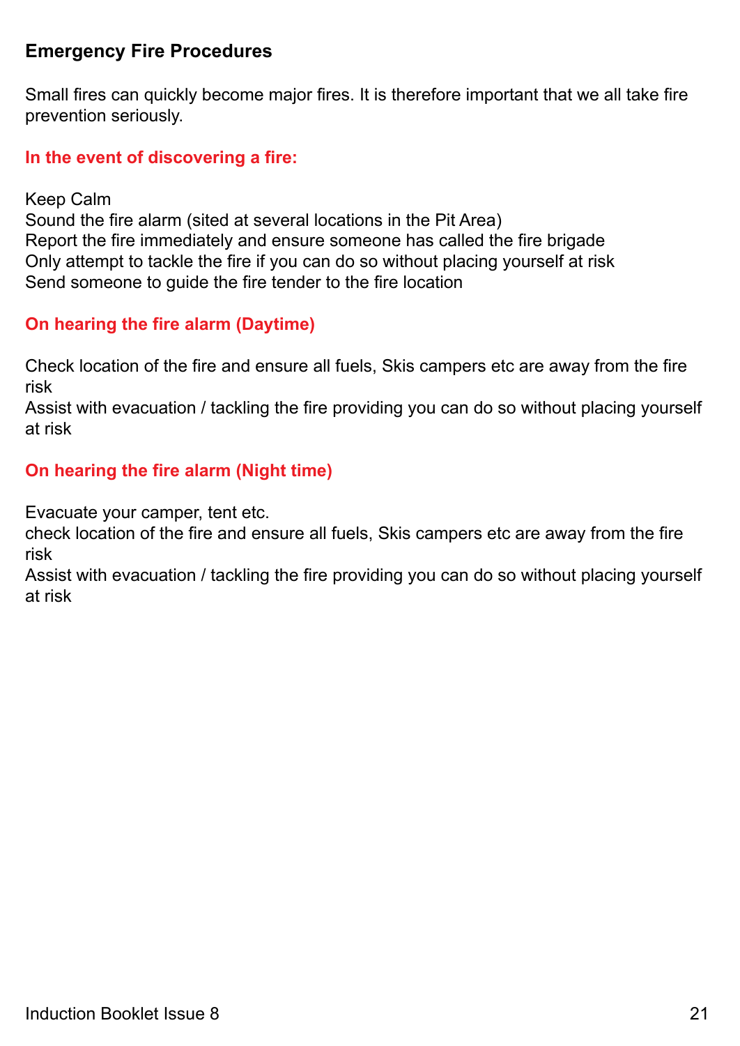## Emergency Fire Procedures

Small fires can quickly become major fires. It is therefore important that we all take fire prevention seriously.

### In the event of discovering a fire:

Keep Calm
Sound the fire alarm (sited at several locations in the Pit Area)
Report the fire immediately and ensure someone has called the fire brigade
Only attempt to tackle the fire if you can do so without placing yourself at risk
Send someone to guide the fire tender to the fire location

### On hearing the fire alarm (Daytime)

Check location of the fire and ensure all fuels, Skis campers etc are away from the fire risk
Assist with evacuation / tackling the fire providing you can do so without placing yourself at risk

### On hearing the fire alarm (Night time)

Evacuate your camper, tent etc.
check location of the fire and ensure all fuels, Skis campers etc are away from the fire risk
Assist with evacuation / tackling the fire providing you can do so without placing yourself at risk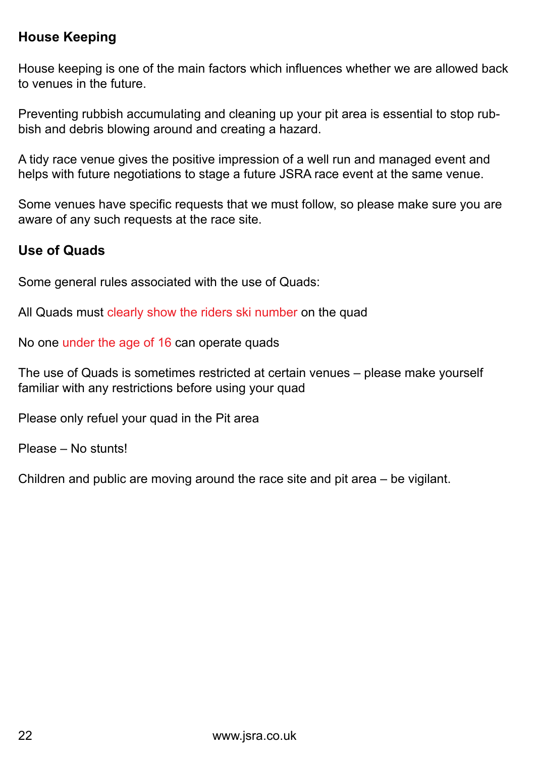## House Keeping

House keeping is one of the main factors which influences whether we are allowed back to venues in the future.

Preventing rubbish accumulating and cleaning up your pit area is essential to stop rubbish and debris blowing around and creating a hazard.

A tidy race venue gives the positive impression of a well run and managed event and helps with future negotiations to stage a future JSRA race event at the same venue.

Some venues have specific requests that we must follow, so please make sure you are aware of any such requests at the race site.

## Use of Quads

Some general rules associated with the use of Quads:

All Quads must clearly show the riders ski number on the quad

No one under the age of 16 can operate quads

The use of Quads is sometimes restricted at certain venues – please make yourself familiar with any restrictions before using your quad

Please only refuel your quad in the Pit area

Please – No stunts!

Children and public are moving around the race site and pit area – be vigilant.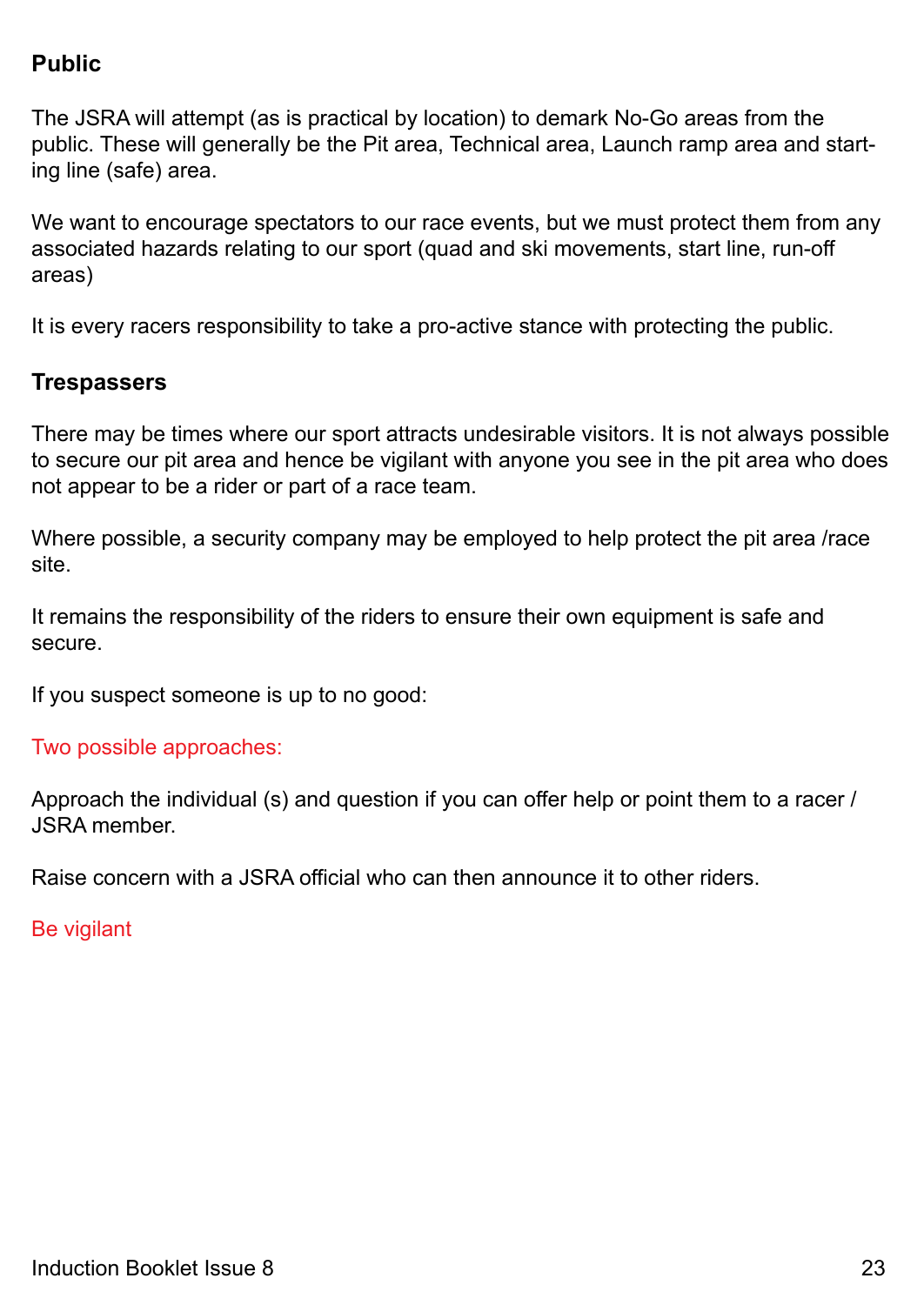## Public

The JSRA will attempt (as is practical by location) to demark No-Go areas from the public. These will generally be the Pit area, Technical area, Launch ramp area and starting line (safe) area.

We want to encourage spectators to our race events, but we must protect them from any associated hazards relating to our sport (quad and ski movements, start line, run-off areas)

It is every racers responsibility to take a pro-active stance with protecting the public.

## Trespassers

There may be times where our sport attracts undesirable visitors. It is not always possible to secure our pit area and hence be vigilant with anyone you see in the pit area who does not appear to be a rider or part of a race team.

Where possible, a security company may be employed to help protect the pit area /race site.

It remains the responsibility of the riders to ensure their own equipment is safe and secure.

If you suspect someone is up to no good:

Two possible approaches:

Approach the individual (s) and question if you can offer help or point them to a racer / JSRA member.

Raise concern with a JSRA official who can then announce it to other riders.

Be vigilant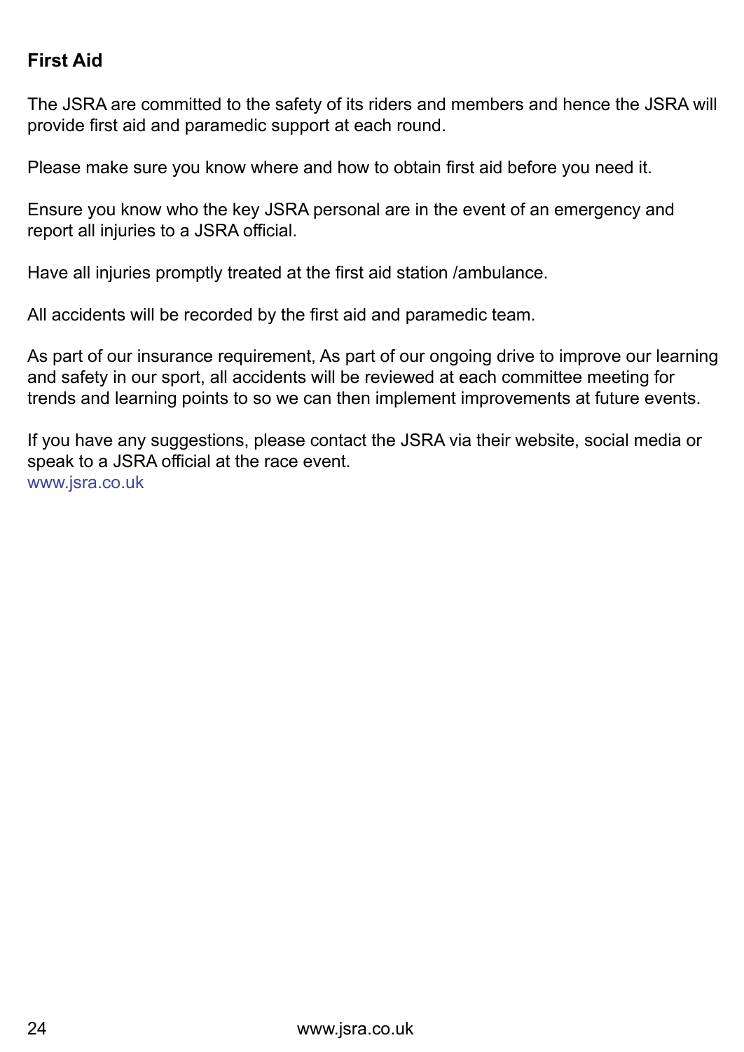## First Aid

The JSRA are committed to the safety of its riders and members and hence the JSRA will provide first aid and paramedic support at each round.

Please make sure you know where and how to obtain first aid before you need it.

Ensure you know who the key JSRA personal are in the event of an emergency and report all injuries to a JSRA official.

Have all injuries promptly treated at the first aid station /ambulance.

All accidents will be recorded by the first aid and paramedic team.

As part of our insurance requirement, As part of our ongoing drive to improve our learning and safety in our sport, all accidents will be reviewed at each committee meeting for trends and learning points to so we can then implement improvements at future events.

If you have any suggestions, please contact the JSRA via their website, social media or speak to a JSRA official at the race event.
www.jsra.co.uk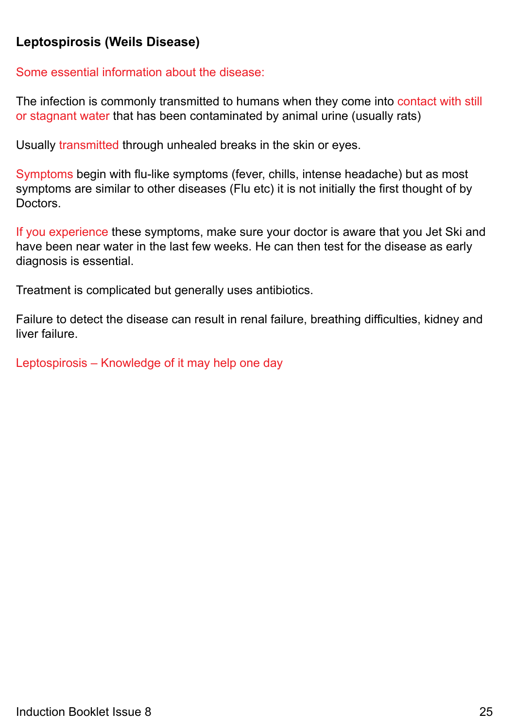**Leptospirosis (Weils Disease)**

Some essential information about the disease:

The infection is commonly transmitted to humans when they come into contact with still or stagnant water that has been contaminated by animal urine (usually rats)

Usually transmitted through unhealed breaks in the skin or eyes.

Symptoms begin with flu-like symptoms (fever, chills, intense headache) but as most symptoms are similar to other diseases (Flu etc) it is not initially the first thought of by Doctors.

If you experience these symptoms, make sure your doctor is aware that you Jet Ski and have been near water in the last few weeks. He can then test for the disease as early diagnosis is essential.

Treatment is complicated but generally uses antibiotics.

Failure to detect the disease can result in renal failure, breathing difficulties, kidney and liver failure.

Leptospirosis – Knowledge of it may help one day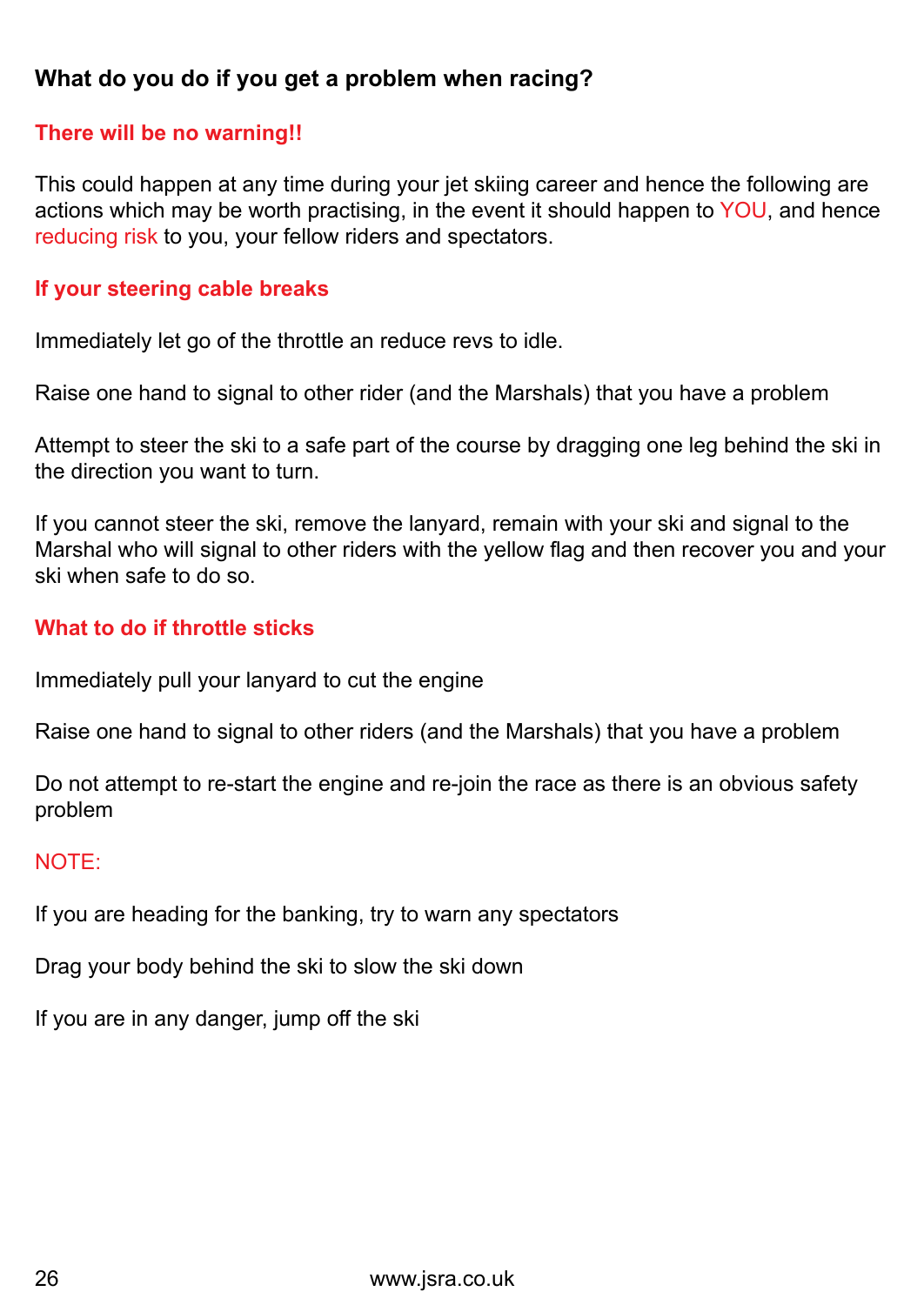## What do you do if you get a problem when racing?

### There will be no warning!!

This could happen at any time during your jet skiing career and hence the following are actions which may be worth practising, in the event it should happen to YOU, and hence reducing risk to you, your fellow riders and spectators.

### If your steering cable breaks

Immediately let go of the throttle an reduce revs to idle.

Raise one hand to signal to other rider (and the Marshals) that you have a problem

Attempt to steer the ski to a safe part of the course by dragging one leg behind the ski in the direction you want to turn.

If you cannot steer the ski, remove the lanyard, remain with your ski and signal to the Marshal who will signal to other riders with the yellow flag and then recover you and your ski when safe to do so.

### What to do if throttle sticks

Immediately pull your lanyard to cut the engine

Raise one hand to signal to other riders (and the Marshals) that you have a problem

Do not attempt to re-start the engine and re-join the race as there is an obvious safety problem

NOTE:

If you are heading for the banking, try to warn any spectators

Drag your body behind the ski to slow the ski down

If you are in any danger, jump off the ski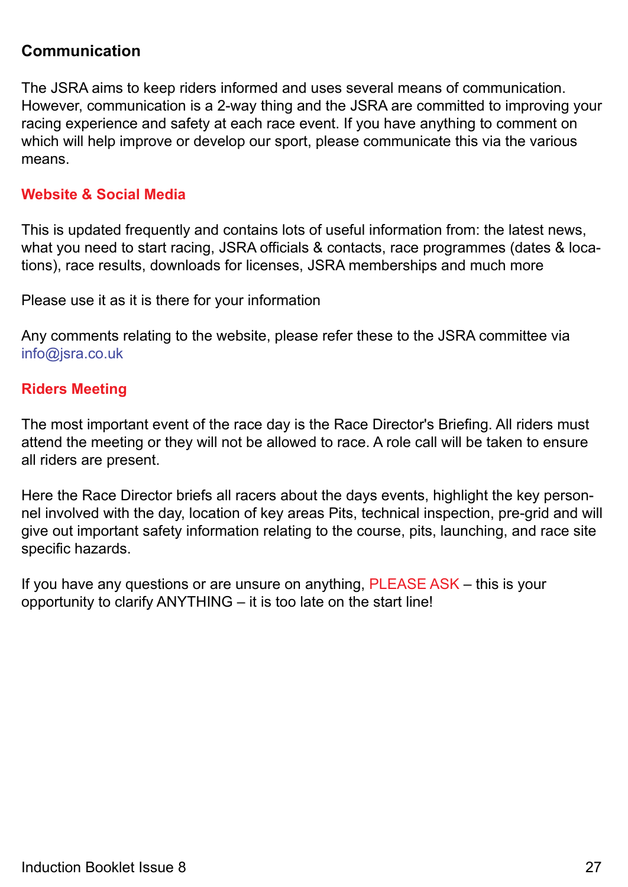## Communication

The JSRA aims to keep riders informed and uses several means of communication. However, communication is a 2-way thing and the JSRA are committed to improving your racing experience and safety at each race event. If you have anything to comment on which will help improve or develop our sport, please communicate this via the various means.

### Website & Social Media

This is updated frequently and contains lots of useful information from: the latest news, what you need to start racing, JSRA officials & contacts, race programmes (dates & locations), race results, downloads for licenses, JSRA memberships and much more

Please use it as it is there for your information

Any comments relating to the website, please refer these to the JSRA committee via info@jsra.co.uk

### Riders Meeting

The most important event of the race day is the Race Director's Briefing. All riders must attend the meeting or they will not be allowed to race. A role call will be taken to ensure all riders are present.

Here the Race Director briefs all racers about the days events, highlight the key personnel involved with the day, location of key areas Pits, technical inspection, pre-grid and will give out important safety information relating to the course, pits, launching, and race site specific hazards.

If you have any questions or are unsure on anything, PLEASE ASK – this is your opportunity to clarify ANYTHING – it is too late on the start line!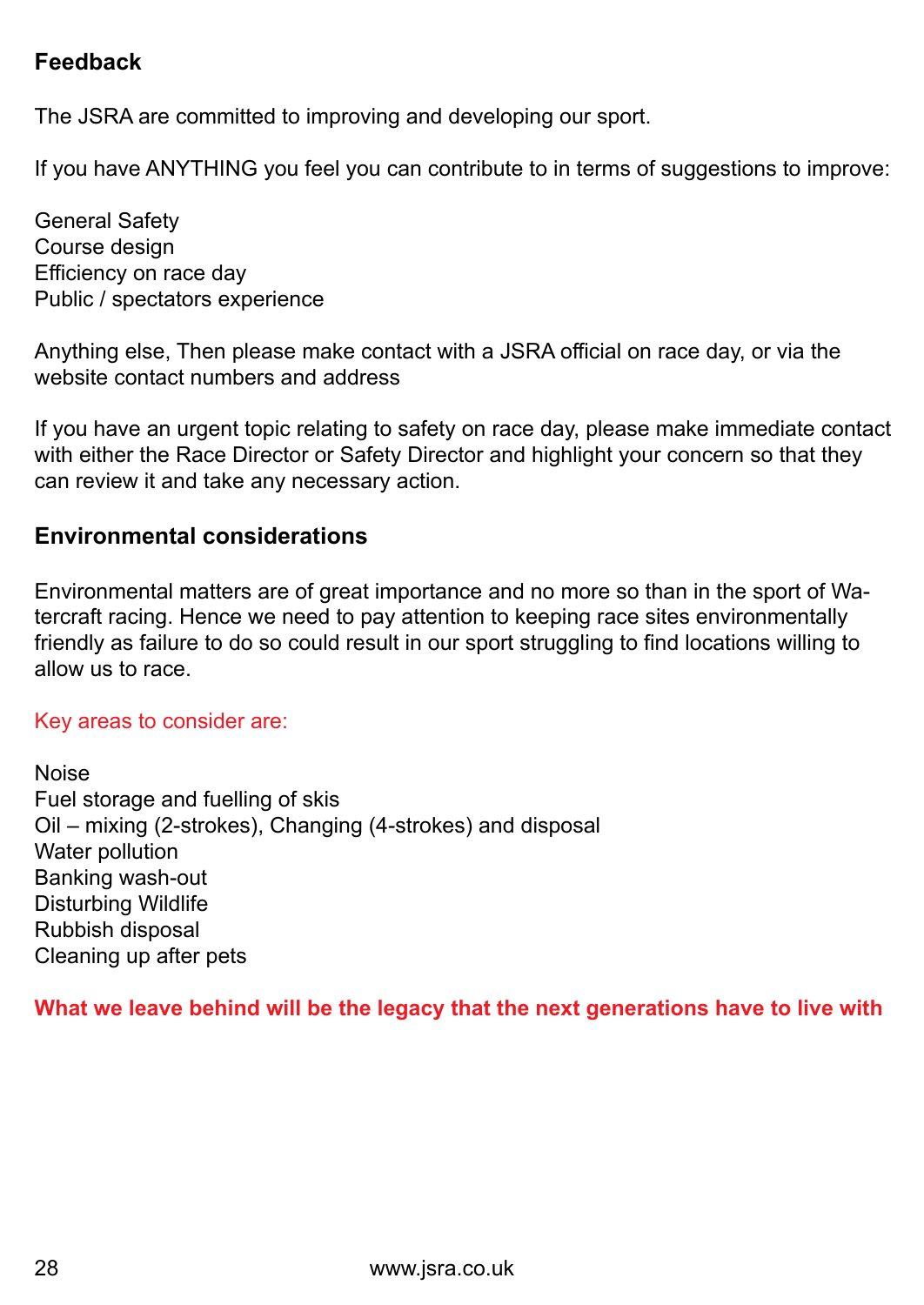## Feedback

The JSRA are committed to improving and developing our sport.

If you have ANYTHING you feel you can contribute to in terms of suggestions to improve:

General Safety
Course design
Efficiency on race day
Public / spectators experience

Anything else, Then please make contact with a JSRA official on race day, or via the website contact numbers and address

If you have an urgent topic relating to safety on race day, please make immediate contact with either the Race Director or Safety Director and highlight your concern so that they can review it and take any necessary action.

## Environmental considerations

Environmental matters are of great importance and no more so than in the sport of Watercraft racing. Hence we need to pay attention to keeping race sites environmentally friendly as failure to do so could result in our sport struggling to find locations willing to allow us to race.

Key areas to consider are:

Noise
Fuel storage and fuelling of skis
Oil – mixing (2-strokes), Changing (4-strokes) and disposal
Water pollution
Banking wash-out
Disturbing Wildlife
Rubbish disposal
Cleaning up after pets

**What we leave behind will be the legacy that the next generations have to live with**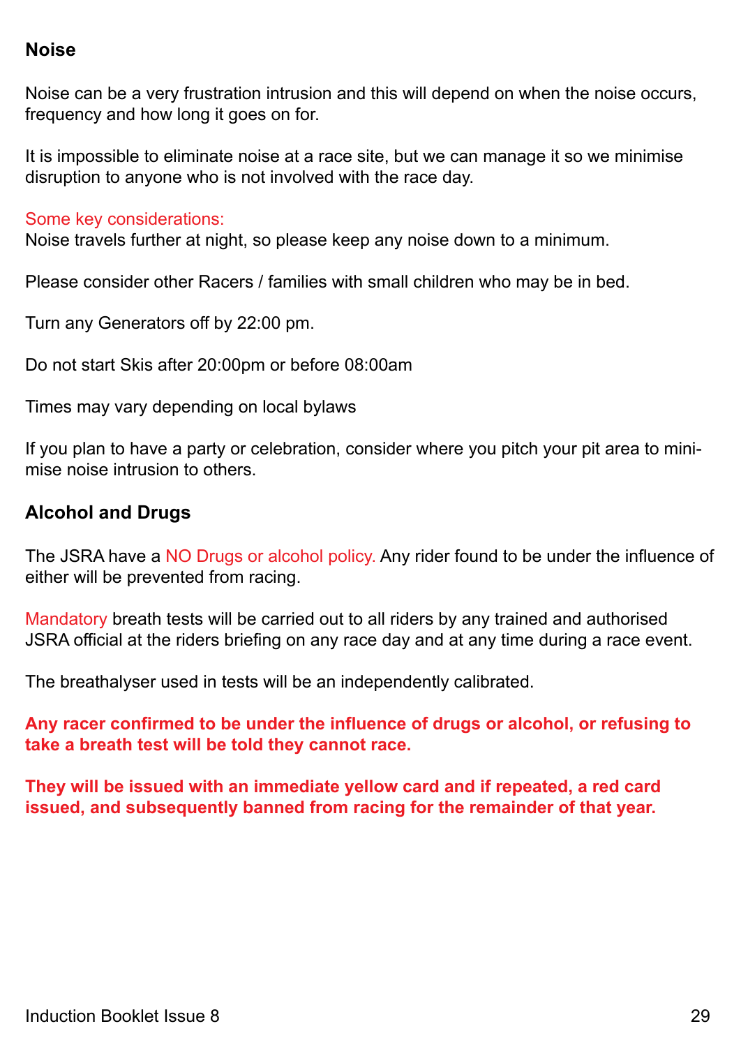## Noise

Noise can be a very frustration intrusion and this will depend on when the noise occurs, frequency and how long it goes on for.

It is impossible to eliminate noise at a race site, but we can manage it so we minimise disruption to anyone who is not involved with the race day.

Some key considerations:
Noise travels further at night, so please keep any noise down to a minimum.

Please consider other Racers / families with small children who may be in bed.

Turn any Generators off by 22:00 pm.

Do not start Skis after 20:00pm or before 08:00am

Times may vary depending on local bylaws

If you plan to have a party or celebration, consider where you pitch your pit area to minimise noise intrusion to others.

## Alcohol and Drugs

The JSRA have a NO Drugs or alcohol policy. Any rider found to be under the influence of either will be prevented from racing.

Mandatory breath tests will be carried out to all riders by any trained and authorised JSRA official at the riders briefing on any race day and at any time during a race event.

The breathalyser used in tests will be an independently calibrated.

**Any racer confirmed to be under the influence of drugs or alcohol, or refusing to take a breath test will be told they cannot race.**

**They will be issued with an immediate yellow card and if repeated, a red card issued, and subsequently banned from racing for the remainder of that year.**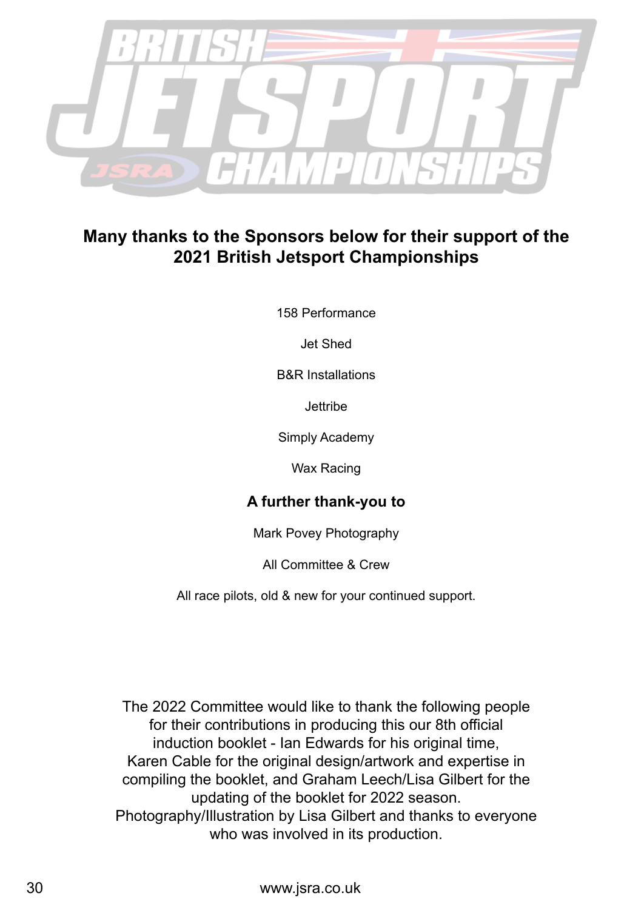## Many thanks to the Sponsors below for their support of the 2021 British Jetsport Championships

158 Performance

Jet Shed

B&R Installations

Jettribe

Simply Academy

Wax Racing

### A further thank-you to

Mark Povey Photography

All Committee & Crew

All race pilots, old & new for your continued support.

The 2022 Committee would like to thank the following people for their contributions in producing this our 8th official induction booklet - Ian Edwards for his original time, Karen Cable for the original design/artwork and expertise in compiling the booklet, and Graham Leech/Lisa Gilbert for the updating of the booklet for 2022 season. Photography/Illustration by Lisa Gilbert and thanks to everyone who was involved in its production.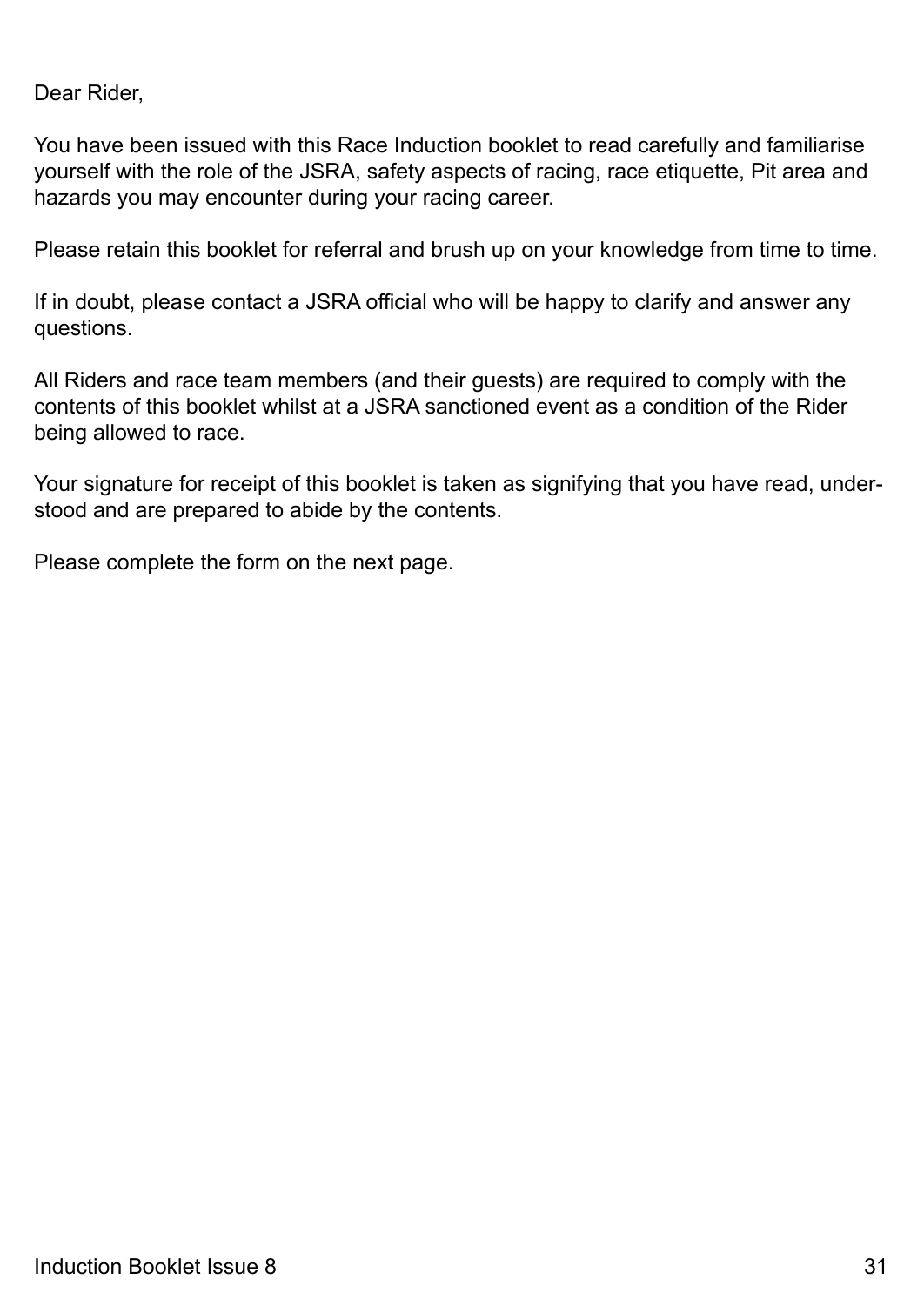Dear Rider,

You have been issued with this Race Induction booklet to read carefully and familiarise yourself with the role of the JSRA, safety aspects of racing, race etiquette, Pit area and hazards you may encounter during your racing career.

Please retain this booklet for referral and brush up on your knowledge from time to time.

If in doubt, please contact a JSRA official who will be happy to clarify and answer any questions.

All Riders and race team members (and their guests) are required to comply with the contents of this booklet whilst at a JSRA sanctioned event as a condition of the Rider being allowed to race.

Your signature for receipt of this booklet is taken as signifying that you have read, understood and are prepared to abide by the contents.

Please complete the form on the next page.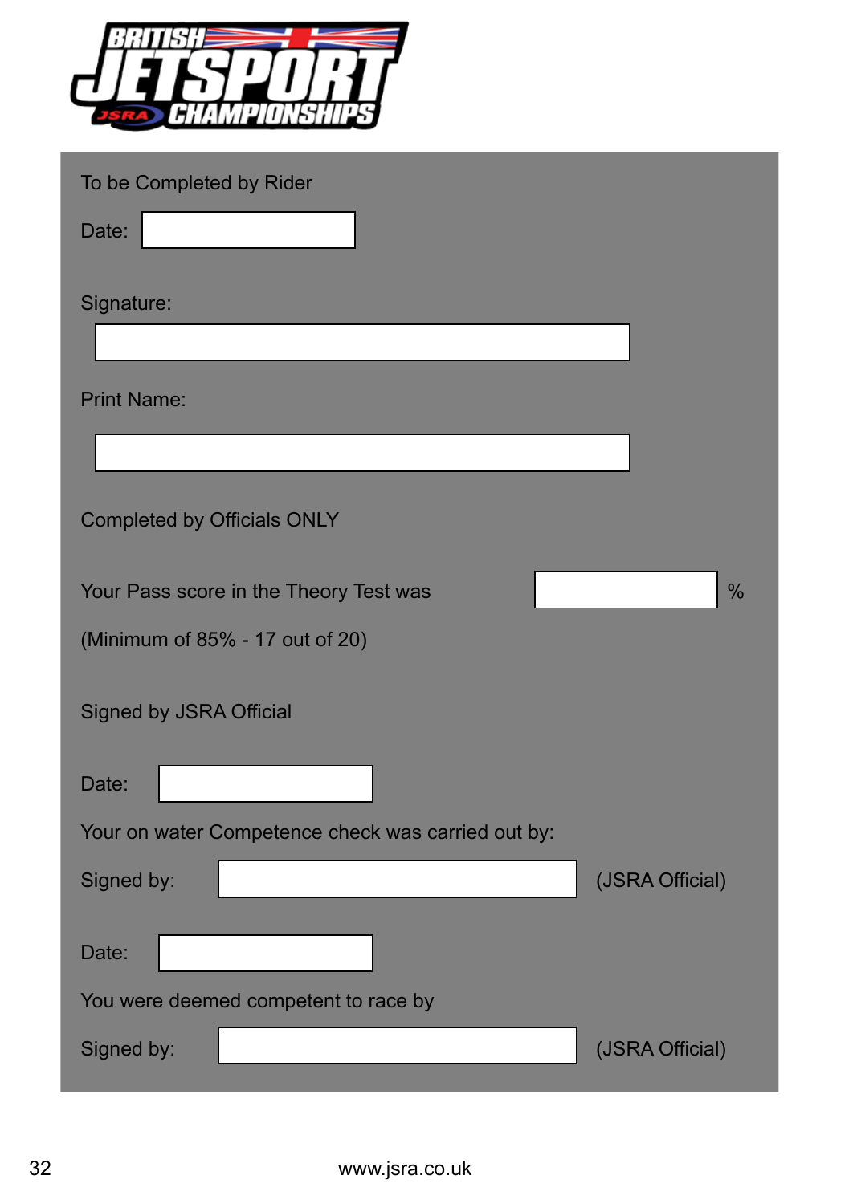BRITISH JETSPORT CHAMPIONSHIPS

To be Completed by Rider

Date: ____________________

Signature:

__________________________________________

Print Name:

__________________________________________

Completed by Officials ONLY

Your Pass score in the Theory Test was ____________ %

(Minimum of 85% - 17 out of 20)

Signed by JSRA Official

Date: ____________________

Your on water Competence check was carried out by:

Signed by: ______________________________ (JSRA Official)

Date: ____________________

You were deemed competent to race by

Signed by: ______________________________ (JSRA Official)

www.jsra.co.uk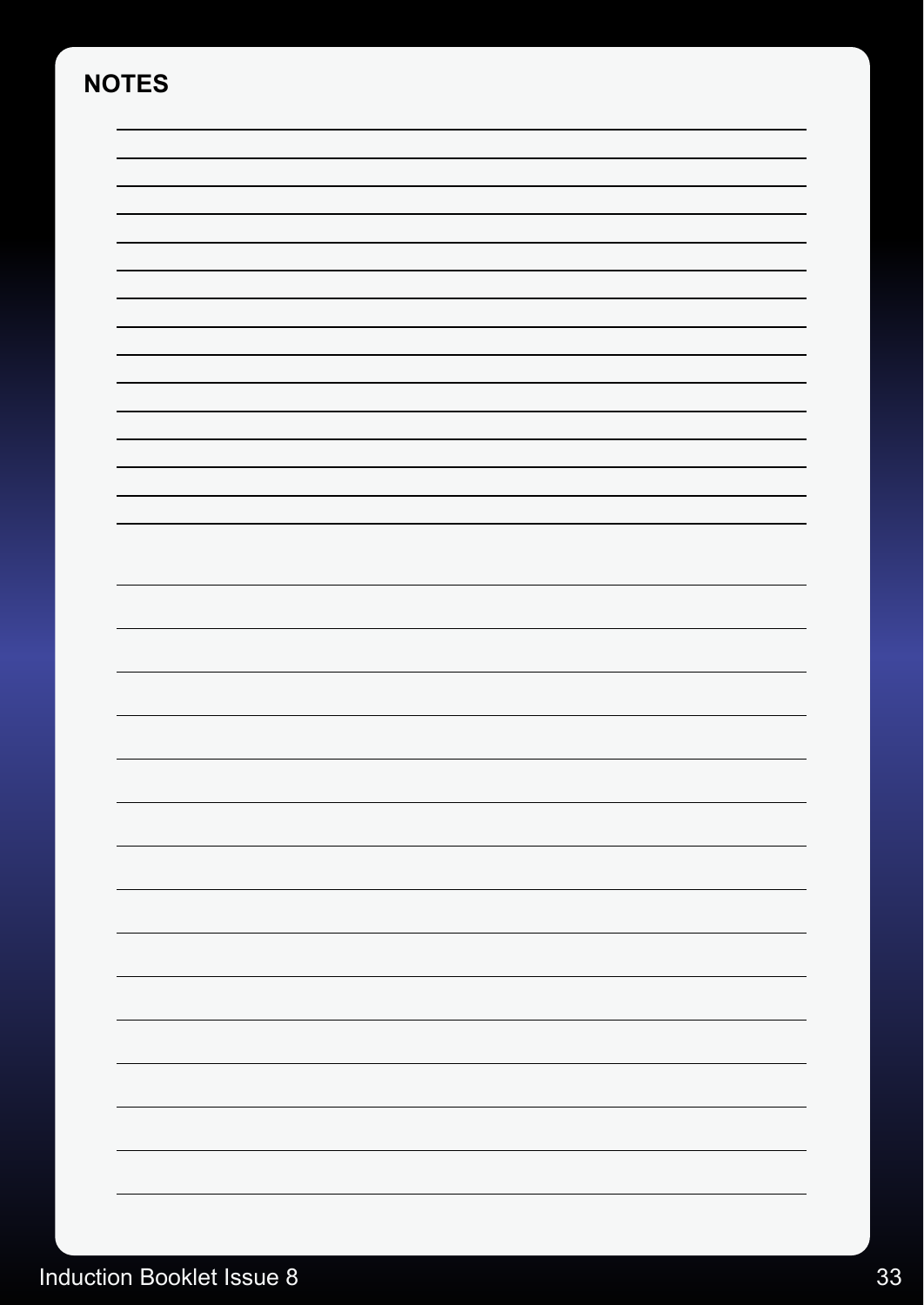**NOTES**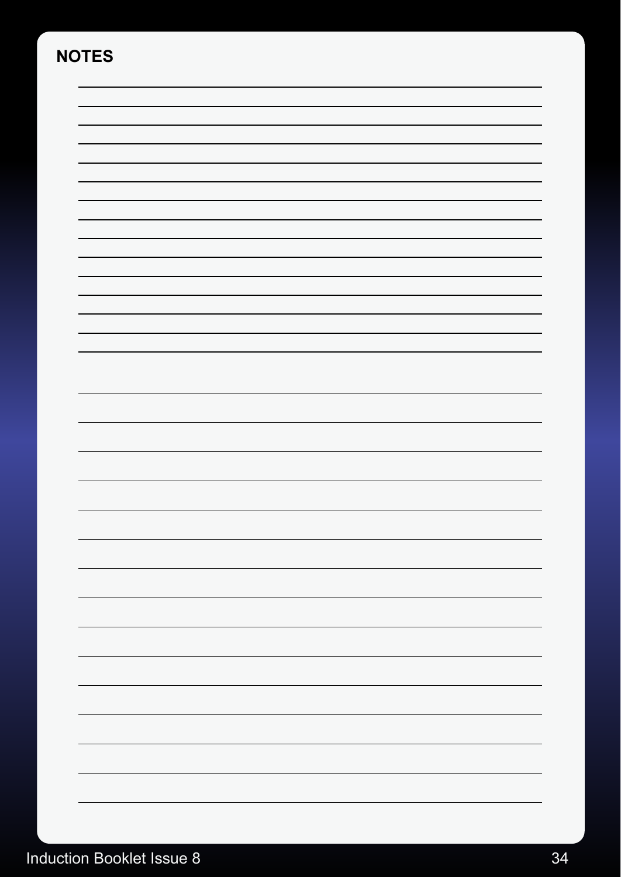## NOTES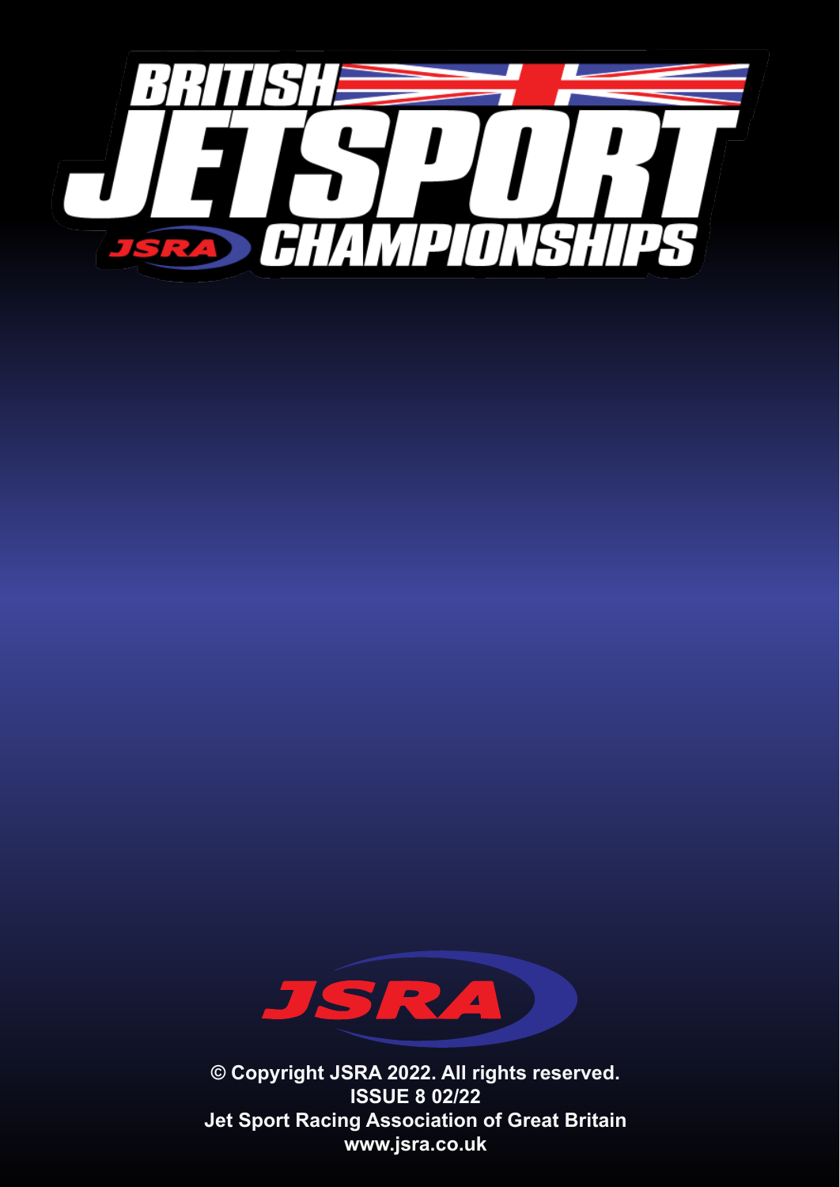BRITISH JETSPORT JSRA CHAMPIONSHIPS

JSRA

**© Copyright JSRA 2022. All rights reserved.**
**ISSUE 8 02/22**
**Jet Sport Racing Association of Great Britain**
**www.jsra.co.uk**